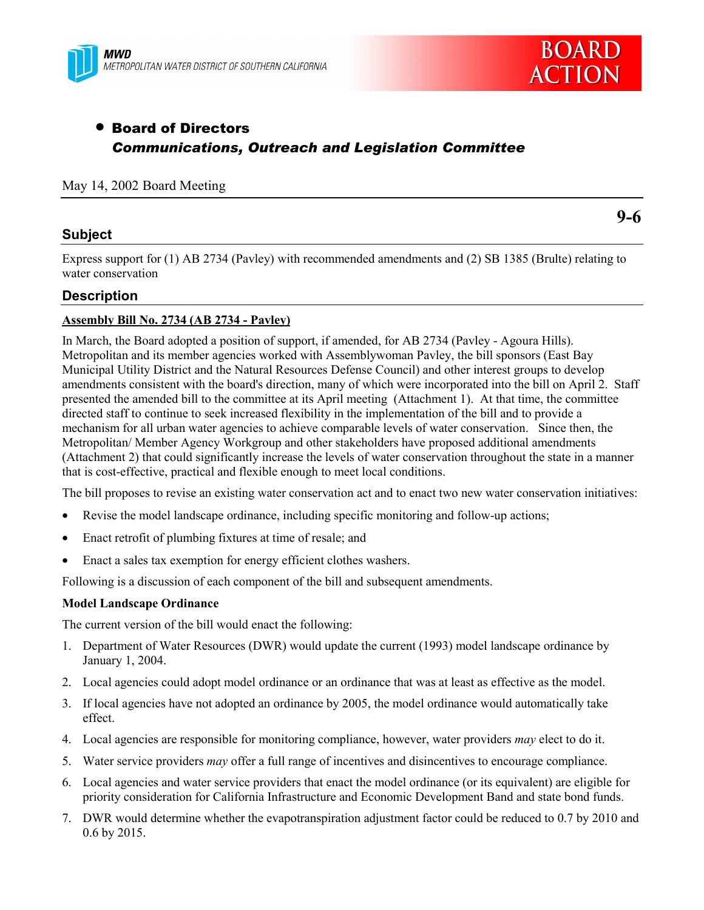MWD
METROPOLITAN WATER DISTRICT OF SOUTHERN CALIFORNIA

BOARD ACTION

- **Board of Directors**
  ***Communications, Outreach and Legislation Committee***

May 14, 2002 Board Meeting

**9-6**

## Subject

Express support for (1) AB 2734 (Pavley) with recommended amendments and (2) SB 1385 (Brulte) relating to water conservation

## Description

**Assembly Bill No. 2734 (AB 2734 - Pavley)**

In March, the Board adopted a position of support, if amended, for AB 2734 (Pavley - Agoura Hills). Metropolitan and its member agencies worked with Assemblywoman Pavley, the bill sponsors (East Bay Municipal Utility District and the Natural Resources Defense Council) and other interest groups to develop amendments consistent with the board's direction, many of which were incorporated into the bill on April 2. Staff presented the amended bill to the committee at its April meeting (Attachment 1). At that time, the committee directed staff to continue to seek increased flexibility in the implementation of the bill and to provide a mechanism for all urban water agencies to achieve comparable levels of water conservation. Since then, the Metropolitan/ Member Agency Workgroup and other stakeholders have proposed additional amendments (Attachment 2) that could significantly increase the levels of water conservation throughout the state in a manner that is cost-effective, practical and flexible enough to meet local conditions.

The bill proposes to revise an existing water conservation act and to enact two new water conservation initiatives:

- Revise the model landscape ordinance, including specific monitoring and follow-up actions;
- Enact retrofit of plumbing fixtures at time of resale; and
- Enact a sales tax exemption for energy efficient clothes washers.

Following is a discussion of each component of the bill and subsequent amendments.

**Model Landscape Ordinance**

The current version of the bill would enact the following:

1. Department of Water Resources (DWR) would update the current (1993) model landscape ordinance by January 1, 2004.
2. Local agencies could adopt model ordinance or an ordinance that was at least as effective as the model.
3. If local agencies have not adopted an ordinance by 2005, the model ordinance would automatically take effect.
4. Local agencies are responsible for monitoring compliance, however, water providers *may* elect to do it.
5. Water service providers *may* offer a full range of incentives and disincentives to encourage compliance.
6. Local agencies and water service providers that enact the model ordinance (or its equivalent) are eligible for priority consideration for California Infrastructure and Economic Development Band and state bond funds.
7. DWR would determine whether the evapotranspiration adjustment factor could be reduced to 0.7 by 2010 and 0.6 by 2015.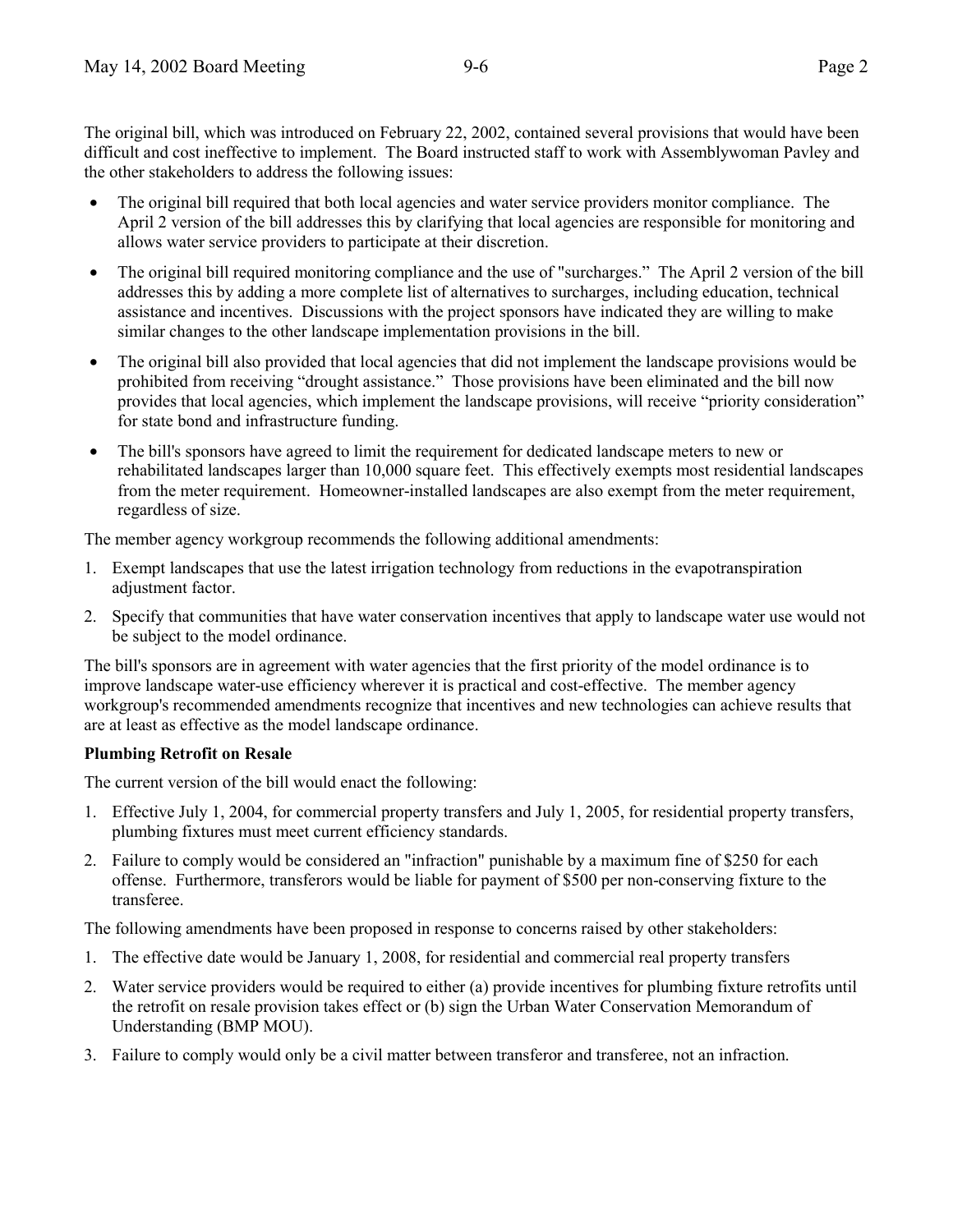The original bill, which was introduced on February 22, 2002, contained several provisions that would have been difficult and cost ineffective to implement. The Board instructed staff to work with Assemblywoman Pavley and the other stakeholders to address the following issues:

- The original bill required that both local agencies and water service providers monitor compliance. The April 2 version of the bill addresses this by clarifying that local agencies are responsible for monitoring and allows water service providers to participate at their discretion.
- The original bill required monitoring compliance and the use of "surcharges." The April 2 version of the bill addresses this by adding a more complete list of alternatives to surcharges, including education, technical assistance and incentives. Discussions with the project sponsors have indicated they are willing to make similar changes to the other landscape implementation provisions in the bill.
- The original bill also provided that local agencies that did not implement the landscape provisions would be prohibited from receiving "drought assistance." Those provisions have been eliminated and the bill now provides that local agencies, which implement the landscape provisions, will receive "priority consideration" for state bond and infrastructure funding.
- The bill's sponsors have agreed to limit the requirement for dedicated landscape meters to new or rehabilitated landscapes larger than 10,000 square feet. This effectively exempts most residential landscapes from the meter requirement. Homeowner-installed landscapes are also exempt from the meter requirement, regardless of size.

The member agency workgroup recommends the following additional amendments:

1. Exempt landscapes that use the latest irrigation technology from reductions in the evapotranspiration adjustment factor.
2. Specify that communities that have water conservation incentives that apply to landscape water use would not be subject to the model ordinance.

The bill's sponsors are in agreement with water agencies that the first priority of the model ordinance is to improve landscape water-use efficiency wherever it is practical and cost-effective. The member agency workgroup's recommended amendments recognize that incentives and new technologies can achieve results that are at least as effective as the model landscape ordinance.

**Plumbing Retrofit on Resale**

The current version of the bill would enact the following:

1. Effective July 1, 2004, for commercial property transfers and July 1, 2005, for residential property transfers, plumbing fixtures must meet current efficiency standards.
2. Failure to comply would be considered an "infraction" punishable by a maximum fine of $250 for each offense. Furthermore, transferors would be liable for payment of $500 per non-conserving fixture to the transferee.

The following amendments have been proposed in response to concerns raised by other stakeholders:

1. The effective date would be January 1, 2008, for residential and commercial real property transfers
2. Water service providers would be required to either (a) provide incentives for plumbing fixture retrofits until the retrofit on resale provision takes effect or (b) sign the Urban Water Conservation Memorandum of Understanding (BMP MOU).
3. Failure to comply would only be a civil matter between transferor and transferee, not an infraction.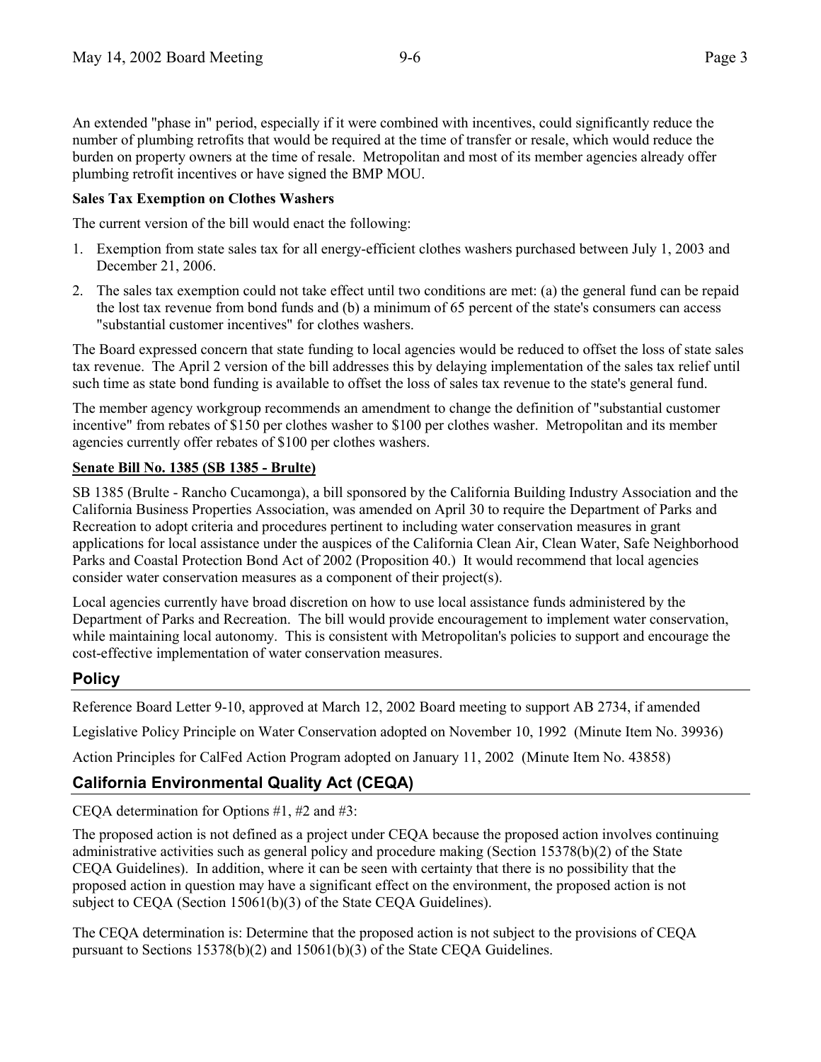An extended "phase in" period, especially if it were combined with incentives, could significantly reduce the number of plumbing retrofits that would be required at the time of transfer or resale, which would reduce the burden on property owners at the time of resale. Metropolitan and most of its member agencies already offer plumbing retrofit incentives or have signed the BMP MOU.

**Sales Tax Exemption on Clothes Washers**

The current version of the bill would enact the following:

1. Exemption from state sales tax for all energy-efficient clothes washers purchased between July 1, 2003 and December 21, 2006.
2. The sales tax exemption could not take effect until two conditions are met: (a) the general fund can be repaid the lost tax revenue from bond funds and (b) a minimum of 65 percent of the state's consumers can access "substantial customer incentives" for clothes washers.

The Board expressed concern that state funding to local agencies would be reduced to offset the loss of state sales tax revenue. The April 2 version of the bill addresses this by delaying implementation of the sales tax relief until such time as state bond funding is available to offset the loss of sales tax revenue to the state's general fund.

The member agency workgroup recommends an amendment to change the definition of "substantial customer incentive" from rebates of $150 per clothes washer to $100 per clothes washer. Metropolitan and its member agencies currently offer rebates of $100 per clothes washers.

**Senate Bill No. 1385 (SB 1385 - Brulte)**

SB 1385 (Brulte - Rancho Cucamonga), a bill sponsored by the California Building Industry Association and the California Business Properties Association, was amended on April 30 to require the Department of Parks and Recreation to adopt criteria and procedures pertinent to including water conservation measures in grant applications for local assistance under the auspices of the California Clean Air, Clean Water, Safe Neighborhood Parks and Coastal Protection Bond Act of 2002 (Proposition 40.) It would recommend that local agencies consider water conservation measures as a component of their project(s).

Local agencies currently have broad discretion on how to use local assistance funds administered by the Department of Parks and Recreation. The bill would provide encouragement to implement water conservation, while maintaining local autonomy. This is consistent with Metropolitan's policies to support and encourage the cost-effective implementation of water conservation measures.

## Policy

Reference Board Letter 9-10, approved at March 12, 2002 Board meeting to support AB 2734, if amended

Legislative Policy Principle on Water Conservation adopted on November 10, 1992 (Minute Item No. 39936)

Action Principles for CalFed Action Program adopted on January 11, 2002 (Minute Item No. 43858)

## California Environmental Quality Act (CEQA)

CEQA determination for Options #1, #2 and #3:

The proposed action is not defined as a project under CEQA because the proposed action involves continuing administrative activities such as general policy and procedure making (Section 15378(b)(2) of the State CEQA Guidelines). In addition, where it can be seen with certainty that there is no possibility that the proposed action in question may have a significant effect on the environment, the proposed action is not subject to CEQA (Section 15061(b)(3) of the State CEQA Guidelines).

The CEQA determination is: Determine that the proposed action is not subject to the provisions of CEQA pursuant to Sections 15378(b)(2) and 15061(b)(3) of the State CEQA Guidelines.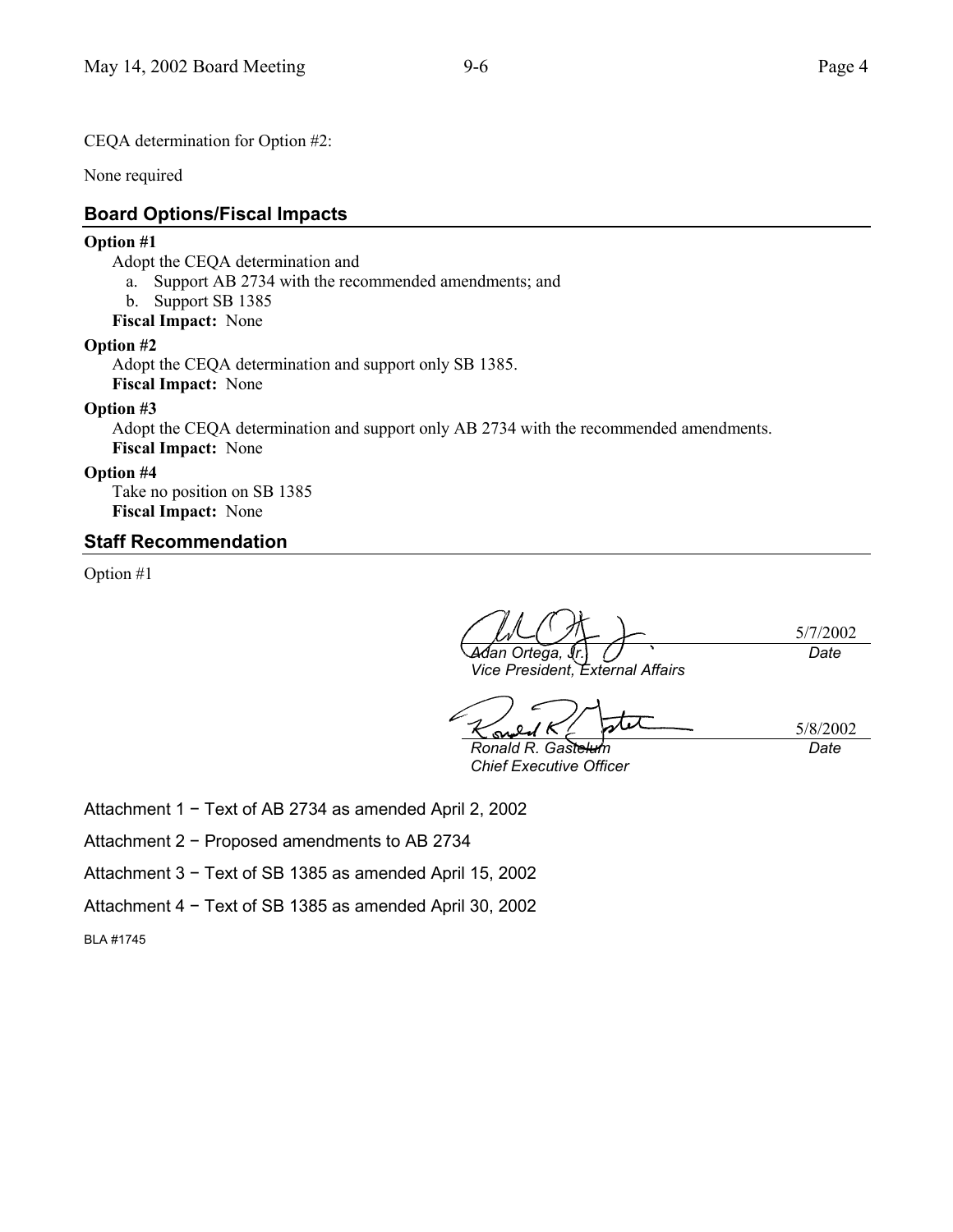CEQA determination for Option #2:

None required

## Board Options/Fiscal Impacts

**Option #1**

Adopt the CEQA determination and

a. Support AB 2734 with the recommended amendments; and
b. Support SB 1385

**Fiscal Impact:** None

**Option #2**

Adopt the CEQA determination and support only SB 1385.

**Fiscal Impact:** None

**Option #3**

Adopt the CEQA determination and support only AB 2734 with the recommended amendments.

**Fiscal Impact:** None

**Option #4**

Take no position on SB 1385

**Fiscal Impact:** None

## Staff Recommendation

Option #1

| | |
|---|---|
| *Adán Ortega, Jr.* | 5/7/2002 |
| *Vice President, External Affairs* | *Date* |

| | |
|---|---|
| *Ronald R. Gastelum* | 5/8/2002 |
| *Chief Executive Officer* | *Date* |

Attachment 1 − Text of AB 2734 as amended April 2, 2002

Attachment 2 − Proposed amendments to AB 2734

Attachment 3 − Text of SB 1385 as amended April 15, 2002

Attachment 4 − Text of SB 1385 as amended April 30, 2002

BLA #1745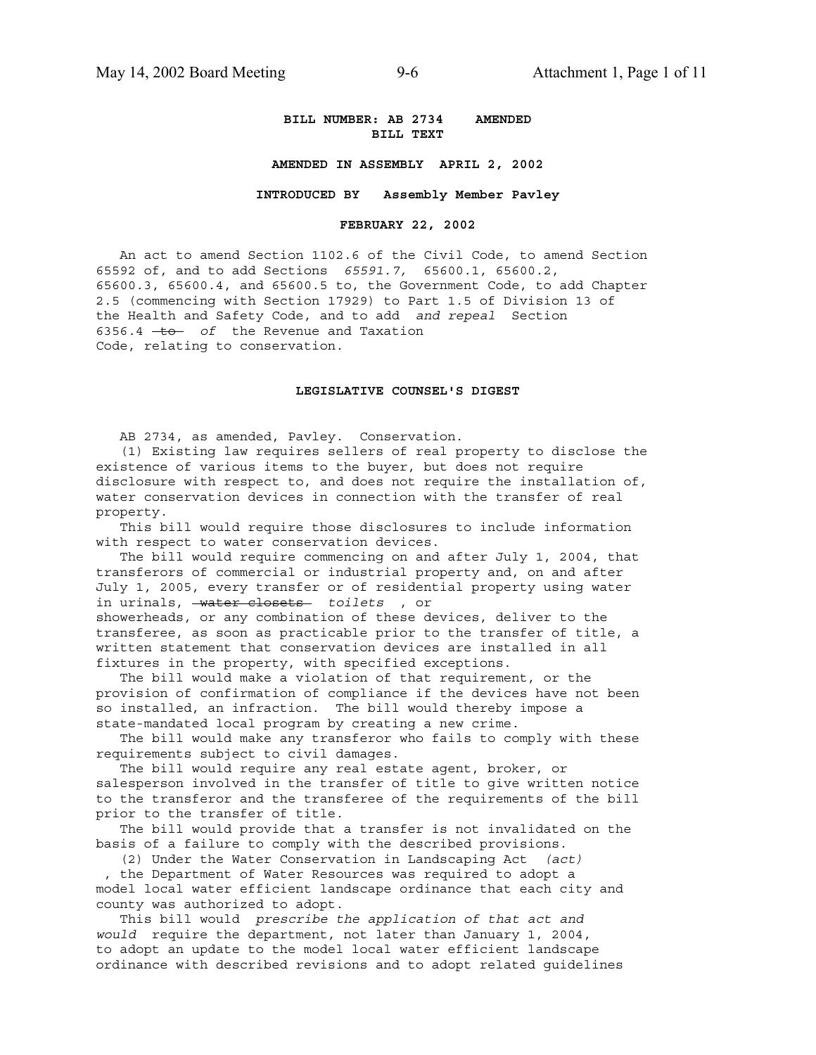**BILL NUMBER: AB 2734 AMENDED**
**BILL TEXT**

**AMENDED IN ASSEMBLY APRIL 2, 2002**

**INTRODUCED BY Assembly Member Pavley**

**FEBRUARY 22, 2002**

An act to amend Section 1102.6 of the Civil Code, to amend Section 65592 of, and to add Sections *65591.7,* 65600.1, 65600.2, 65600.3, 65600.4, and 65600.5 to, the Government Code, to add Chapter 2.5 (commencing with Section 17929) to Part 1.5 of Division 13 of the Health and Safety Code, and to add *and repeal* Section 6356.4 ~~to~~ *of* the Revenue and Taxation Code, relating to conservation.

**LEGISLATIVE COUNSEL'S DIGEST**

AB 2734, as amended, Pavley. Conservation.

(1) Existing law requires sellers of real property to disclose the existence of various items to the buyer, but does not require disclosure with respect to, and does not require the installation of, water conservation devices in connection with the transfer of real property.

This bill would require those disclosures to include information with respect to water conservation devices.

The bill would require commencing on and after July 1, 2004, that transferors of commercial or industrial property and, on and after July 1, 2005, every transfer or of residential property using water in urinals, ~~water closets~~ *toilets* , or showerheads, or any combination of these devices, deliver to the transferee, as soon as practicable prior to the transfer of title, a written statement that conservation devices are installed in all fixtures in the property, with specified exceptions.

The bill would make a violation of that requirement, or the provision of confirmation of compliance if the devices have not been so installed, an infraction. The bill would thereby impose a state-mandated local program by creating a new crime.

The bill would make any transferor who fails to comply with these requirements subject to civil damages.

The bill would require any real estate agent, broker, or salesperson involved in the transfer of title to give written notice to the transferor and the transferee of the requirements of the bill prior to the transfer of title.

The bill would provide that a transfer is not invalidated on the basis of a failure to comply with the described provisions.

(2) Under the Water Conservation in Landscaping Act *(act)* , the Department of Water Resources was required to adopt a model local water efficient landscape ordinance that each city and county was authorized to adopt.

This bill would *prescribe the application of that act and would* require the department, not later than January 1, 2004, to adopt an update to the model local water efficient landscape ordinance with described revisions and to adopt related guidelines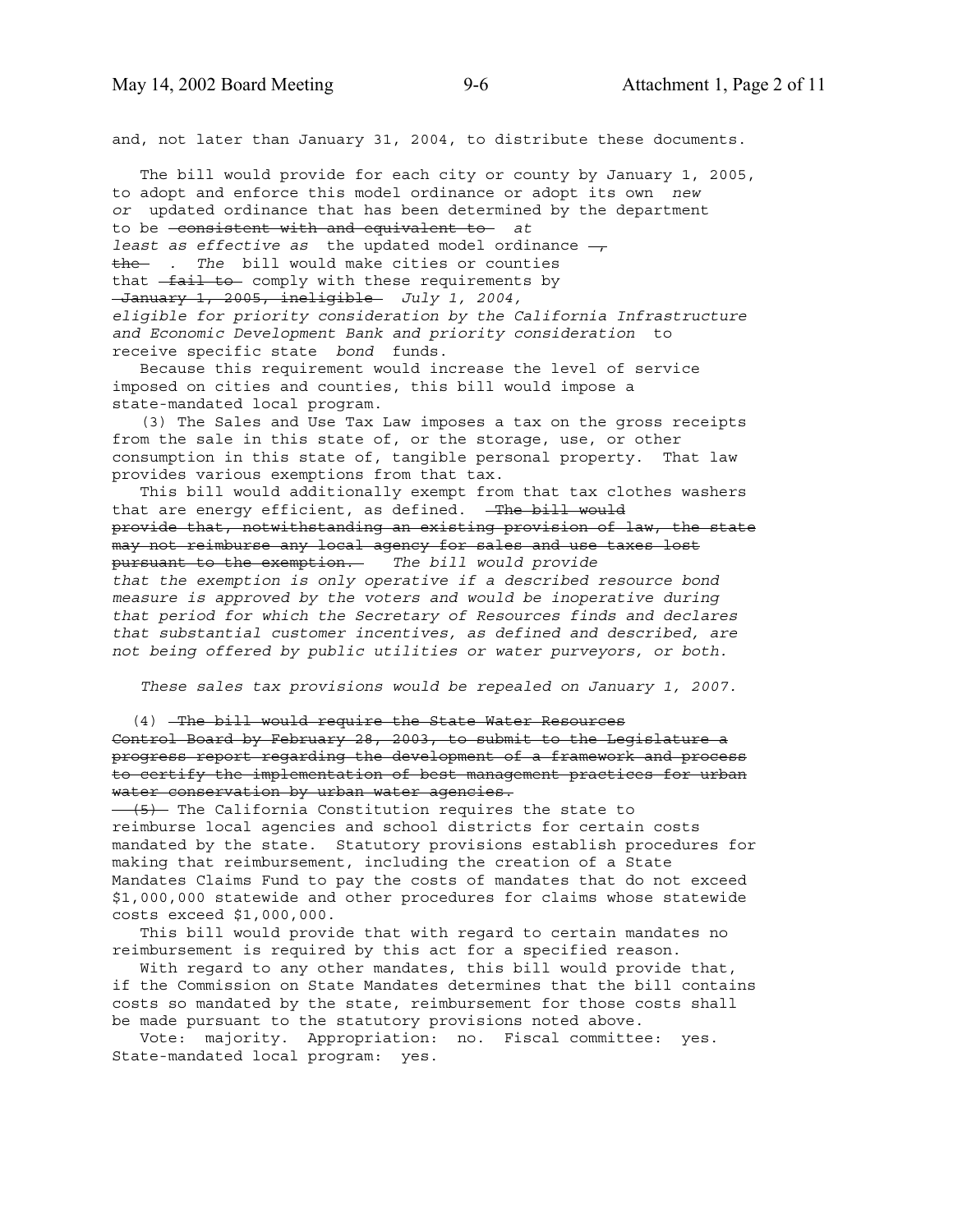and, not later than January 31, 2004, to distribute these documents.

The bill would provide for each city or county by January 1, 2005, to adopt and enforce this model ordinance or adopt its own *new or* updated ordinance that has been determined by the department to be ~~consistent with and equivalent to~~ *at least as effective as* the updated model ordinance ~~, the~~ *. The* bill would make cities or counties that ~~fail to~~ comply with these requirements by ~~January 1, 2005, ineligible~~ *July 1, 2004, eligible for priority consideration by the California Infrastructure and Economic Development Bank and priority consideration* to receive specific state *bond* funds.

Because this requirement would increase the level of service imposed on cities and counties, this bill would impose a state-mandated local program.

(3) The Sales and Use Tax Law imposes a tax on the gross receipts from the sale in this state of, or the storage, use, or other consumption in this state of, tangible personal property. That law provides various exemptions from that tax.

This bill would additionally exempt from that tax clothes washers that are energy efficient, as defined. ~~The bill would provide that, notwithstanding an existing provision of law, the state may not reimburse any local agency for sales and use taxes lost pursuant to the exemption.~~ *The bill would provide that the exemption is only operative if a described resource bond measure is approved by the voters and would be inoperative during that period for which the Secretary of Resources finds and declares that substantial customer incentives, as defined and described, are not being offered by public utilities or water purveyors, or both.*

*These sales tax provisions would be repealed on January 1, 2007.*

(4) ~~The bill would require the State Water Resources Control Board by February 28, 2003, to submit to the Legislature a progress report regarding the development of a framework and process to certify the implementation of best management practices for urban water conservation by urban water agencies.~~

~~(5)~~ The California Constitution requires the state to reimburse local agencies and school districts for certain costs mandated by the state. Statutory provisions establish procedures for making that reimbursement, including the creation of a State Mandates Claims Fund to pay the costs of mandates that do not exceed $1,000,000 statewide and other procedures for claims whose statewide costs exceed $1,000,000.

This bill would provide that with regard to certain mandates no reimbursement is required by this act for a specified reason.

With regard to any other mandates, this bill would provide that, if the Commission on State Mandates determines that the bill contains costs so mandated by the state, reimbursement for those costs shall be made pursuant to the statutory provisions noted above.

Vote: majority. Appropriation: no. Fiscal committee: yes. State-mandated local program: yes.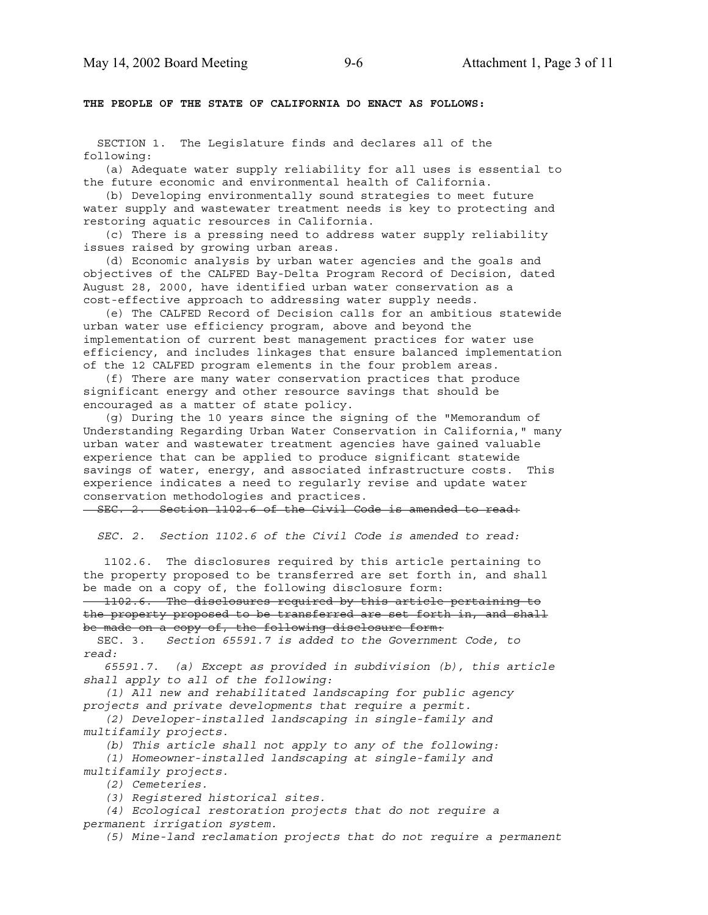**THE PEOPLE OF THE STATE OF CALIFORNIA DO ENACT AS FOLLOWS:**

SECTION 1. The Legislature finds and declares all of the following:

(a) Adequate water supply reliability for all uses is essential to the future economic and environmental health of California.

(b) Developing environmentally sound strategies to meet future water supply and wastewater treatment needs is key to protecting and restoring aquatic resources in California.

(c) There is a pressing need to address water supply reliability issues raised by growing urban areas.

(d) Economic analysis by urban water agencies and the goals and objectives of the CALFED Bay-Delta Program Record of Decision, dated August 28, 2000, have identified urban water conservation as a cost-effective approach to addressing water supply needs.

(e) The CALFED Record of Decision calls for an ambitious statewide urban water use efficiency program, above and beyond the implementation of current best management practices for water use efficiency, and includes linkages that ensure balanced implementation of the 12 CALFED program elements in the four problem areas.

(f) There are many water conservation practices that produce significant energy and other resource savings that should be encouraged as a matter of state policy.

(g) During the 10 years since the signing of the "Memorandum of Understanding Regarding Urban Water Conservation in California," many urban water and wastewater treatment agencies have gained valuable experience that can be applied to produce significant statewide savings of water, energy, and associated infrastructure costs. This experience indicates a need to regularly revise and update water conservation methodologies and practices.

~~SEC. 2. Section 1102.6 of the Civil Code is amended to read:~~

*SEC. 2. Section 1102.6 of the Civil Code is amended to read:*

1102.6. The disclosures required by this article pertaining to the property proposed to be transferred are set forth in, and shall be made on a copy of, the following disclosure form:

~~1102.6. The disclosures required by this article pertaining to the property proposed to be transferred are set forth in, and shall be made on a copy of, the following disclosure form:~~

SEC. 3. *Section 65591.7 is added to the Government Code, to read:*

*65591.7. (a) Except as provided in subdivision (b), this article shall apply to all of the following:*

*(1) All new and rehabilitated landscaping for public agency projects and private developments that require a permit.*

*(2) Developer-installed landscaping in single-family and multifamily projects.*

*(b) This article shall not apply to any of the following:*

*(1) Homeowner-installed landscaping at single-family and multifamily projects.*

*(2) Cemeteries.*

*(3) Registered historical sites.*

*(4) Ecological restoration projects that do not require a permanent irrigation system.*

*(5) Mine-land reclamation projects that do not require a permanent*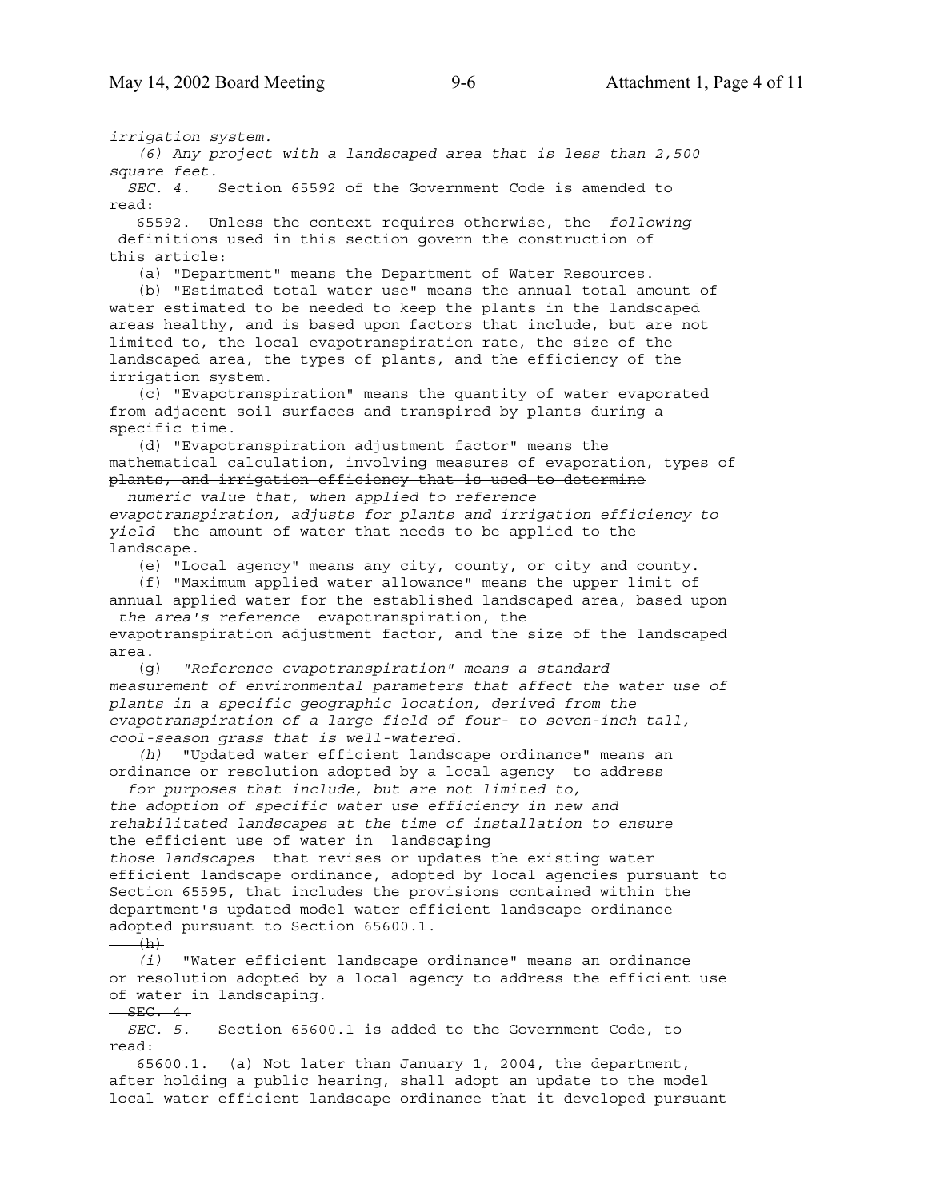*irrigation system.*

*(6) Any project with a landscaped area that is less than 2,500 square feet.*

*SEC. 4.* Section 65592 of the Government Code is amended to read:

65592. Unless the context requires otherwise, the *following* definitions used in this section govern the construction of this article:

(a) "Department" means the Department of Water Resources.

(b) "Estimated total water use" means the annual total amount of water estimated to be needed to keep the plants in the landscaped areas healthy, and is based upon factors that include, but are not limited to, the local evapotranspiration rate, the size of the landscaped area, the types of plants, and the efficiency of the irrigation system.

(c) "Evapotranspiration" means the quantity of water evaporated from adjacent soil surfaces and transpired by plants during a specific time.

(d) "Evapotranspiration adjustment factor" means the ~~mathematical calculation, involving measures of evaporation, types of plants, and irrigation efficiency that is used to determine~~ *numeric value that, when applied to reference evapotranspiration, adjusts for plants and irrigation efficiency to yield* the amount of water that needs to be applied to the landscape.

(e) "Local agency" means any city, county, or city and county.

(f) "Maximum applied water allowance" means the upper limit of annual applied water for the established landscaped area, based upon *the area's reference* evapotranspiration, the evapotranspiration adjustment factor, and the size of the landscaped area.

(g) *"Reference evapotranspiration" means a standard measurement of environmental parameters that affect the water use of plants in a specific geographic location, derived from the evapotranspiration of a large field of four- to seven-inch tall, cool-season grass that is well-watered.*

*(h)* "Updated water efficient landscape ordinance" means an ordinance or resolution adopted by a local agency ~~to address~~ *for purposes that include, but are not limited to, the adoption of specific water use efficiency in new and rehabilitated landscapes at the time of installation to ensure* the efficient use of water in ~~landscaping~~ *those landscapes* that revises or updates the existing water efficient landscape ordinance, adopted by local agencies pursuant to Section 65595, that includes the provisions contained within the department's updated model water efficient landscape ordinance adopted pursuant to Section 65600.1.

~~(h)~~

*(i)* "Water efficient landscape ordinance" means an ordinance or resolution adopted by a local agency to address the efficient use of water in landscaping.

~~SEC. 4.~~

*SEC. 5.* Section 65600.1 is added to the Government Code, to read:

65600.1. (a) Not later than January 1, 2004, the department, after holding a public hearing, shall adopt an update to the model local water efficient landscape ordinance that it developed pursuant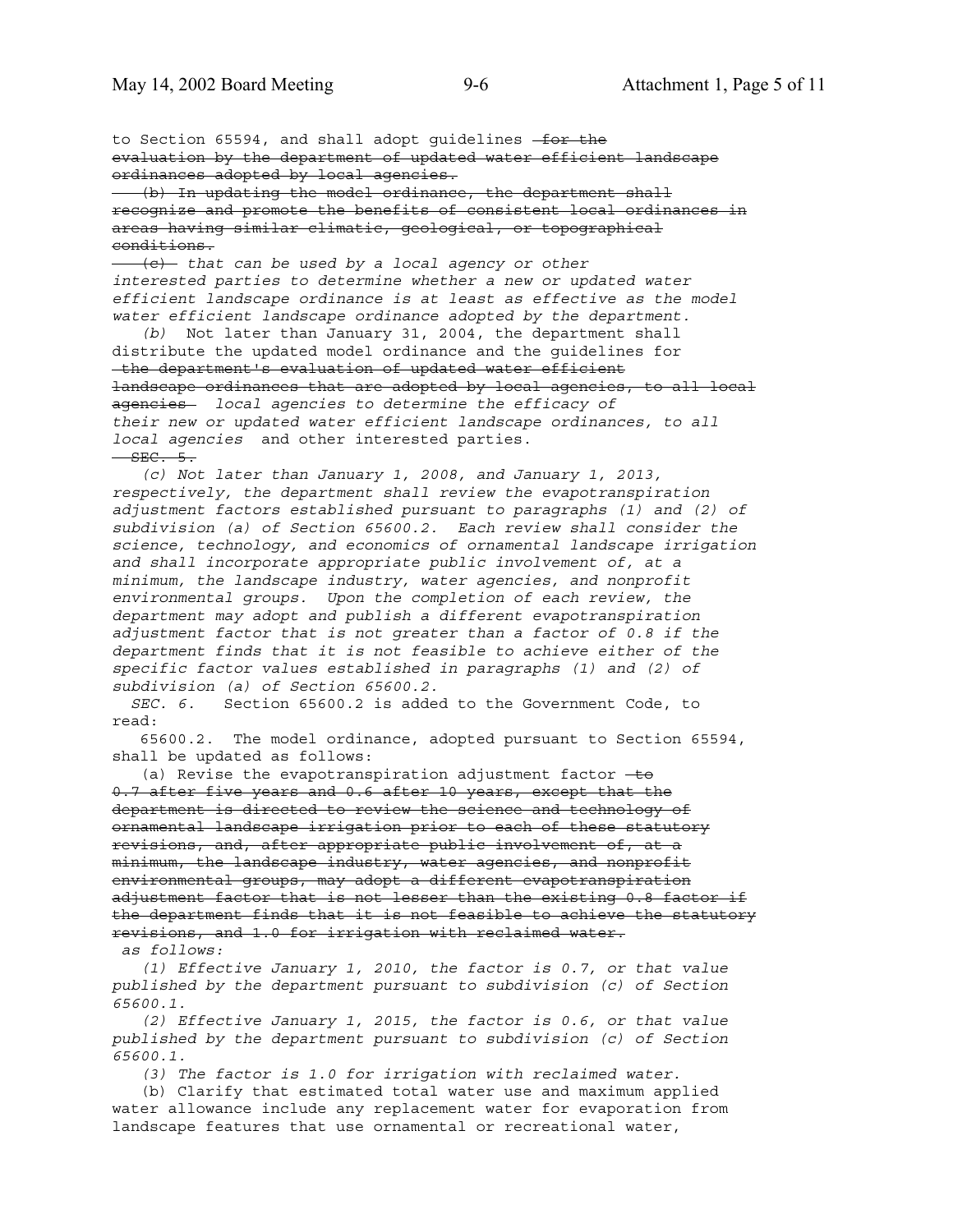to Section 65594, and shall adopt guidelines ~~for the evaluation by the department of updated water efficient landscape ordinances adopted by local agencies.~~

~~(b) In updating the model ordinance, the department shall recognize and promote the benefits of consistent local ordinances in areas having similar climatic, geological, or topographical conditions.~~

~~(c)~~ *that can be used by a local agency or other interested parties to determine whether a new or updated water efficient landscape ordinance is at least as effective as the model water efficient landscape ordinance adopted by the department.*

*(b)* Not later than January 31, 2004, the department shall distribute the updated model ordinance and the guidelines for ~~the department's evaluation of updated water efficient landscape ordinances that are adopted by local agencies, to all local agencies~~ *local agencies to determine the efficacy of their new or updated water efficient landscape ordinances, to all local agencies* and other interested parties.

~~SEC. 5.~~

*(c) Not later than January 1, 2008, and January 1, 2013, respectively, the department shall review the evapotranspiration adjustment factors established pursuant to paragraphs (1) and (2) of subdivision (a) of Section 65600.2. Each review shall consider the science, technology, and economics of ornamental landscape irrigation and shall incorporate appropriate public involvement of, at a minimum, the landscape industry, water agencies, and nonprofit environmental groups. Upon the completion of each review, the department may adopt and publish a different evapotranspiration adjustment factor that is not greater than a factor of 0.8 if the department finds that it is not feasible to achieve either of the specific factor values established in paragraphs (1) and (2) of subdivision (a) of Section 65600.2.*

*SEC. 6.* Section 65600.2 is added to the Government Code, to read:

65600.2. The model ordinance, adopted pursuant to Section 65594, shall be updated as follows:

(a) Revise the evapotranspiration adjustment factor ~~to 0.7 after five years and 0.6 after 10 years, except that the department is directed to review the science and technology of ornamental landscape irrigation prior to each of these statutory revisions, and, after appropriate public involvement of, at a minimum, the landscape industry, water agencies, and nonprofit environmental groups, may adopt a different evapotranspiration adjustment factor that is not lesser than the existing 0.8 factor if the department finds that it is not feasible to achieve the statutory revisions, and 1.0 for irrigation with reclaimed water.~~ *as follows:*

*(1) Effective January 1, 2010, the factor is 0.7, or that value published by the department pursuant to subdivision (c) of Section 65600.1.*

*(2) Effective January 1, 2015, the factor is 0.6, or that value published by the department pursuant to subdivision (c) of Section 65600.1.*

*(3) The factor is 1.0 for irrigation with reclaimed water.*

(b) Clarify that estimated total water use and maximum applied water allowance include any replacement water for evaporation from landscape features that use ornamental or recreational water,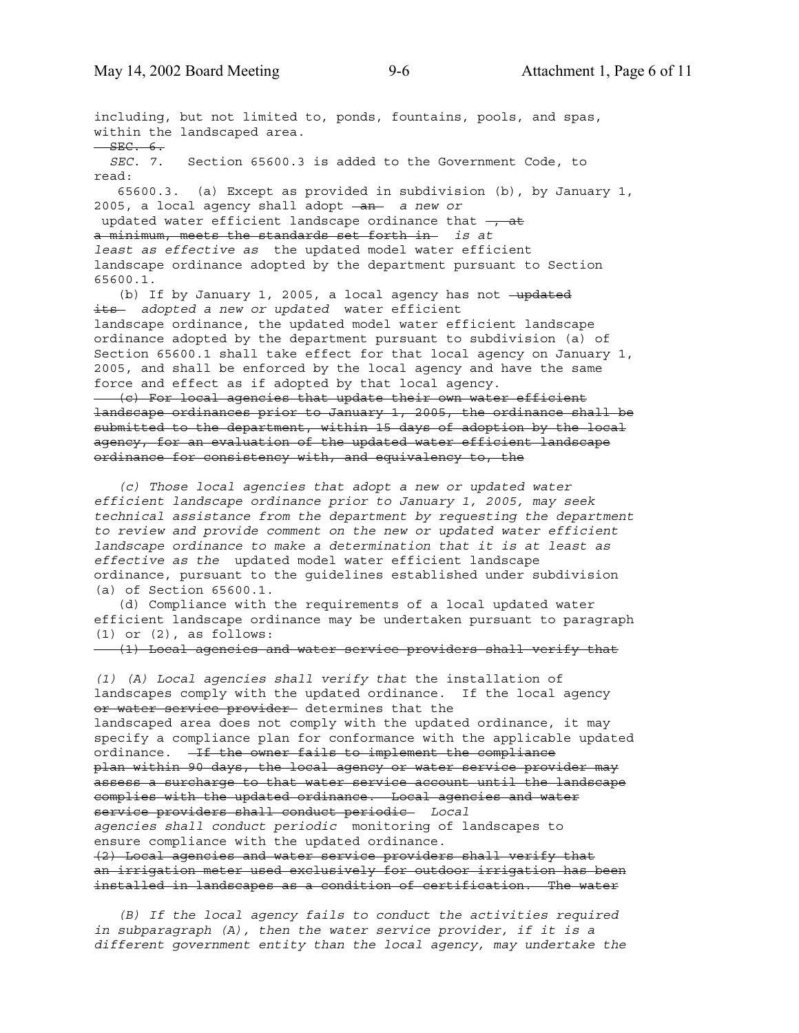including, but not limited to, ponds, fountains, pools, and spas, within the landscaped area.

~~SEC. 6.~~

*SEC. 7.* Section 65600.3 is added to the Government Code, to read:

65600.3. (a) Except as provided in subdivision (b), by January 1, 2005, a local agency shall adopt ~~an~~ *a new or* updated water efficient landscape ordinance that ~~, at a minimum, meets the standards set forth in~~ *is at least as effective as* the updated model water efficient landscape ordinance adopted by the department pursuant to Section 65600.1.

(b) If by January 1, 2005, a local agency has not ~~updated its~~ *adopted a new or updated* water efficient landscape ordinance, the updated model water efficient landscape ordinance adopted by the department pursuant to subdivision (a) of Section 65600.1 shall take effect for that local agency on January 1, 2005, and shall be enforced by the local agency and have the same force and effect as if adopted by that local agency.

~~(c) For local agencies that update their own water efficient landscape ordinances prior to January 1, 2005, the ordinance shall be submitted to the department, within 15 days of adoption by the local agency, for an evaluation of the updated water efficient landscape ordinance for consistency with, and equivalency to, the~~

*(c) Those local agencies that adopt a new or updated water efficient landscape ordinance prior to January 1, 2005, may seek technical assistance from the department by requesting the department to review and provide comment on the new or updated water efficient landscape ordinance to make a determination that it is at least as effective as the* updated model water efficient landscape ordinance, pursuant to the guidelines established under subdivision (a) of Section 65600.1.

(d) Compliance with the requirements of a local updated water efficient landscape ordinance may be undertaken pursuant to paragraph (1) or (2), as follows:

~~(1) Local agencies and water service providers shall verify that~~

*(1) (A) Local agencies shall verify that* the installation of landscapes comply with the updated ordinance. If the local agency ~~or water service provider~~ determines that the landscaped area does not comply with the updated ordinance, it may specify a compliance plan for conformance with the applicable updated ordinance. ~~If the owner fails to implement the compliance plan within 90 days, the local agency or water service provider may assess a surcharge to that water service account until the landscape complies with the updated ordinance. Local agencies and water service providers shall conduct periodic~~ *Local agencies shall conduct periodic* monitoring of landscapes to ensure compliance with the updated ordinance.

~~(2) Local agencies and water service providers shall verify that an irrigation meter used exclusively for outdoor irrigation has been installed in landscapes as a condition of certification. The water~~

*(B) If the local agency fails to conduct the activities required in subparagraph (A), then the water service provider, if it is a different government entity than the local agency, may undertake the*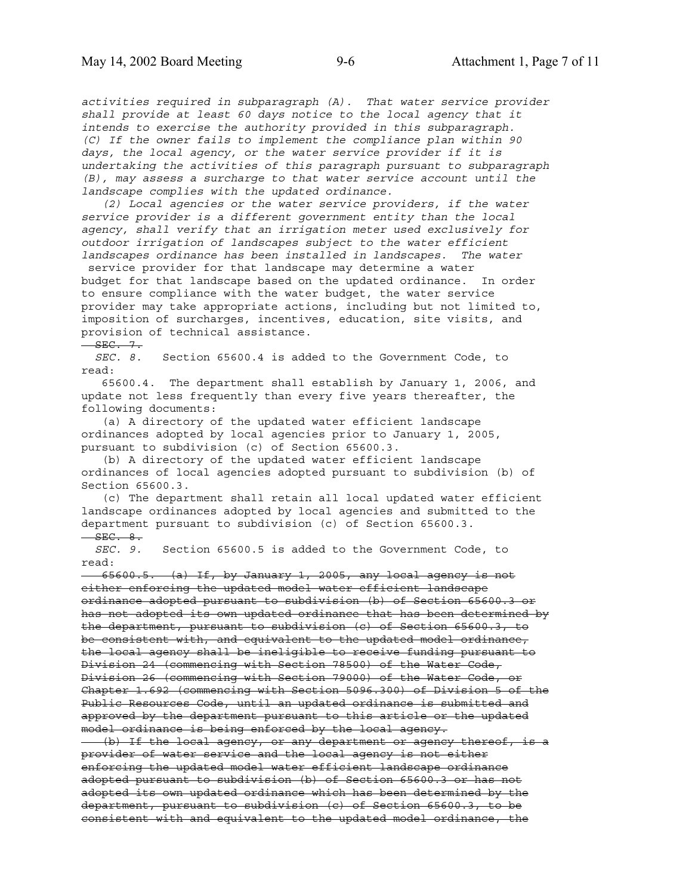*activities required in subparagraph (A). That water service provider shall provide at least 60 days notice to the local agency that it intends to exercise the authority provided in this subparagraph.*
*(C) If the owner fails to implement the compliance plan within 90 days, the local agency, or the water service provider if it is undertaking the activities of this paragraph pursuant to subparagraph (B), may assess a surcharge to that water service account until the landscape complies with the updated ordinance.*

*(2) Local agencies or the water service providers, if the water service provider is a different government entity than the local agency, shall verify that an irrigation meter used exclusively for outdoor irrigation of landscapes subject to the water efficient landscapes ordinance has been installed in landscapes. The water* service provider for that landscape may determine a water budget for that landscape based on the updated ordinance. In order to ensure compliance with the water budget, the water service provider may take appropriate actions, including but not limited to, imposition of surcharges, incentives, education, site visits, and provision of technical assistance.

~~SEC. 7.~~

*SEC. 8.* Section 65600.4 is added to the Government Code, to read:

65600.4. The department shall establish by January 1, 2006, and update not less frequently than every five years thereafter, the following documents:

(a) A directory of the updated water efficient landscape ordinances adopted by local agencies prior to January 1, 2005, pursuant to subdivision (c) of Section 65600.3.

(b) A directory of the updated water efficient landscape ordinances of local agencies adopted pursuant to subdivision (b) of Section 65600.3.

(c) The department shall retain all local updated water efficient landscape ordinances adopted by local agencies and submitted to the department pursuant to subdivision (c) of Section 65600.3.

~~SEC. 8.~~

*SEC. 9.* Section 65600.5 is added to the Government Code, to read:

~~65600.5. (a) If, by January 1, 2005, any local agency is not either enforcing the updated model water efficient landscape ordinance adopted pursuant to subdivision (b) of Section 65600.3 or has not adopted its own updated ordinance that has been determined by the department, pursuant to subdivision (c) of Section 65600.3, to be consistent with, and equivalent to the updated model ordinance, the local agency shall be ineligible to receive funding pursuant to Division 24 (commencing with Section 78500) of the Water Code, Division 26 (commencing with Section 79000) of the Water Code, or Chapter 1.692 (commencing with Section 5096.300) of Division 5 of the Public Resources Code, until an updated ordinance is submitted and approved by the department pursuant to this article or the updated model ordinance is being enforced by the local agency.~~

~~(b) If the local agency, or any department or agency thereof, is a provider of water service and the local agency is not either enforcing the updated model water efficient landscape ordinance adopted pursuant to subdivision (b) of Section 65600.3 or has not adopted its own updated ordinance which has been determined by the department, pursuant to subdivision (c) of Section 65600.3, to be consistent with and equivalent to the updated model ordinance, the~~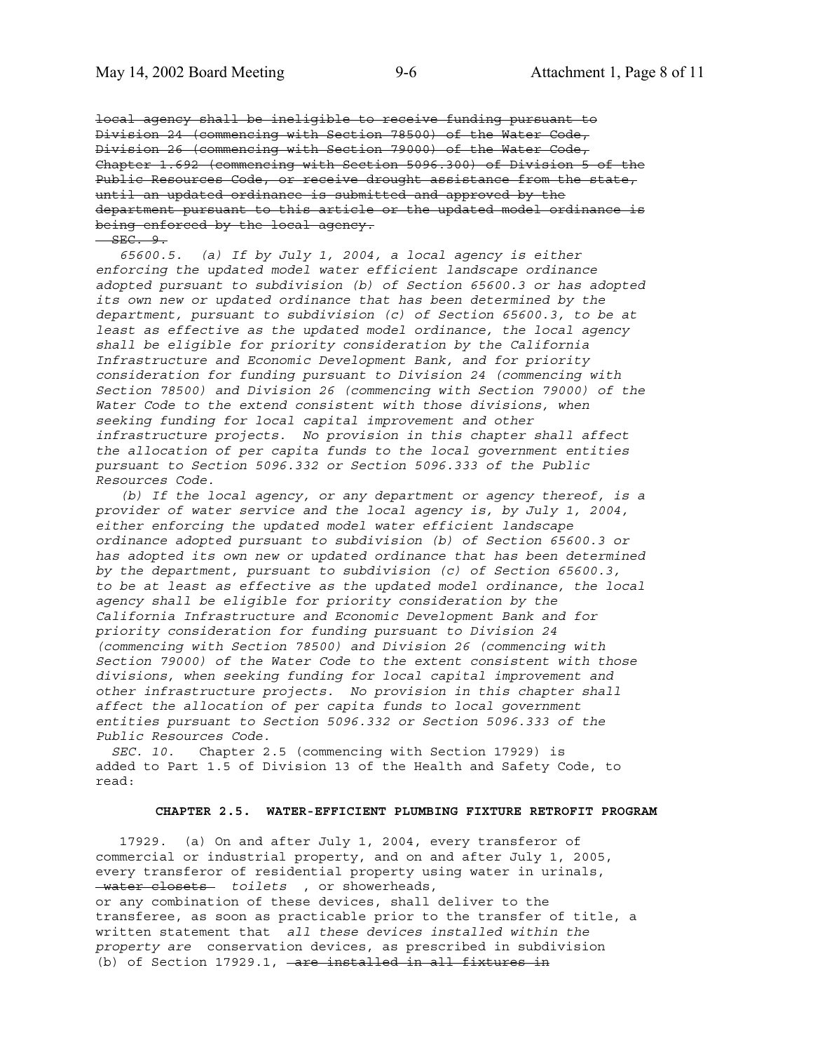~~local agency shall be ineligible to receive funding pursuant to Division 24 (commencing with Section 78500) of the Water Code, Division 26 (commencing with Section 79000) of the Water Code, Chapter 1.692 (commencing with Section 5096.300) of Division 5 of the Public Resources Code, or receive drought assistance from the state, until an updated ordinance is submitted and approved by the department pursuant to this article or the updated model ordinance is being enforced by the local agency.~~

~~SEC. 9.~~

*65600.5. (a) If by July 1, 2004, a local agency is either enforcing the updated model water efficient landscape ordinance adopted pursuant to subdivision (b) of Section 65600.3 or has adopted its own new or updated ordinance that has been determined by the department, pursuant to subdivision (c) of Section 65600.3, to be at least as effective as the updated model ordinance, the local agency shall be eligible for priority consideration by the California Infrastructure and Economic Development Bank, and for priority consideration for funding pursuant to Division 24 (commencing with Section 78500) and Division 26 (commencing with Section 79000) of the Water Code to the extend consistent with those divisions, when seeking funding for local capital improvement and other infrastructure projects. No provision in this chapter shall affect the allocation of per capita funds to the local government entities pursuant to Section 5096.332 or Section 5096.333 of the Public Resources Code.*

*(b) If the local agency, or any department or agency thereof, is a provider of water service and the local agency is, by July 1, 2004, either enforcing the updated model water efficient landscape ordinance adopted pursuant to subdivision (b) of Section 65600.3 or has adopted its own new or updated ordinance that has been determined by the department, pursuant to subdivision (c) of Section 65600.3, to be at least as effective as the updated model ordinance, the local agency shall be eligible for priority consideration by the California Infrastructure and Economic Development Bank and for priority consideration for funding pursuant to Division 24 (commencing with Section 78500) and Division 26 (commencing with Section 79000) of the Water Code to the extent consistent with those divisions, when seeking funding for local capital improvement and other infrastructure projects. No provision in this chapter shall affect the allocation of per capita funds to local government entities pursuant to Section 5096.332 or Section 5096.333 of the Public Resources Code.*

*SEC. 10.* Chapter 2.5 (commencing with Section 17929) is added to Part 1.5 of Division 13 of the Health and Safety Code, to read:

**CHAPTER 2.5. WATER-EFFICIENT PLUMBING FIXTURE RETROFIT PROGRAM**

17929. (a) On and after July 1, 2004, every transferor of commercial or industrial property, and on and after July 1, 2005, every transferor of residential property using water in urinals, ~~water closets~~ *toilets* , or showerheads, or any combination of these devices, shall deliver to the transferee, as soon as practicable prior to the transfer of title, a written statement that *all these devices installed within the property are* conservation devices, as prescribed in subdivision (b) of Section 17929.1, ~~are installed in all fixtures in~~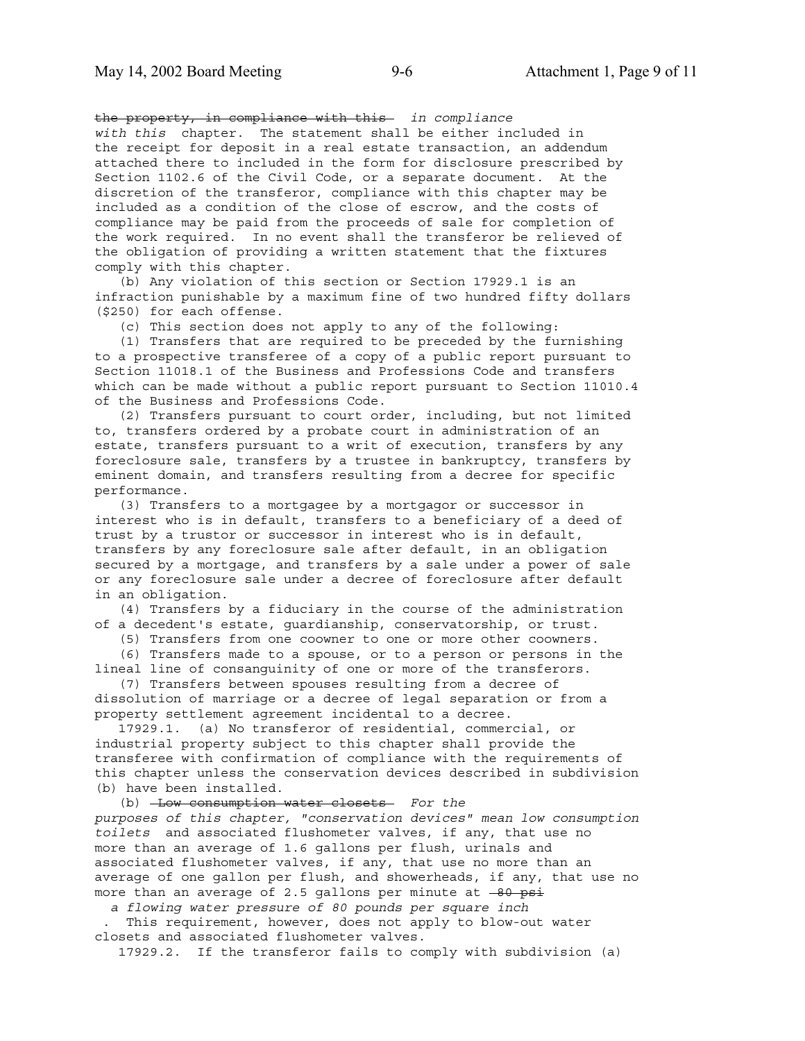~~the property, in compliance with this~~ *in compliance with this* chapter. The statement shall be either included in the receipt for deposit in a real estate transaction, an addendum attached there to included in the form for disclosure prescribed by Section 1102.6 of the Civil Code, or a separate document. At the discretion of the transferor, compliance with this chapter may be included as a condition of the close of escrow, and the costs of compliance may be paid from the proceeds of sale for completion of the work required. In no event shall the transferor be relieved of the obligation of providing a written statement that the fixtures comply with this chapter.

(b) Any violation of this section or Section 17929.1 is an infraction punishable by a maximum fine of two hundred fifty dollars ($250) for each offense.

(c) This section does not apply to any of the following:

(1) Transfers that are required to be preceded by the furnishing to a prospective transferee of a copy of a public report pursuant to Section 11018.1 of the Business and Professions Code and transfers which can be made without a public report pursuant to Section 11010.4 of the Business and Professions Code.

(2) Transfers pursuant to court order, including, but not limited to, transfers ordered by a probate court in administration of an estate, transfers pursuant to a writ of execution, transfers by any foreclosure sale, transfers by a trustee in bankruptcy, transfers by eminent domain, and transfers resulting from a decree for specific performance.

(3) Transfers to a mortgagee by a mortgagor or successor in interest who is in default, transfers to a beneficiary of a deed of trust by a trustor or successor in interest who is in default, transfers by any foreclosure sale after default, in an obligation secured by a mortgage, and transfers by a sale under a power of sale or any foreclosure sale under a decree of foreclosure after default in an obligation.

(4) Transfers by a fiduciary in the course of the administration of a decedent's estate, guardianship, conservatorship, or trust.

(5) Transfers from one coowner to one or more other coowners.

(6) Transfers made to a spouse, or to a person or persons in the lineal line of consanguinity of one or more of the transferors.

(7) Transfers between spouses resulting from a decree of dissolution of marriage or a decree of legal separation or from a property settlement agreement incidental to a decree.

17929.1. (a) No transferor of residential, commercial, or industrial property subject to this chapter shall provide the transferee with confirmation of compliance with the requirements of this chapter unless the conservation devices described in subdivision (b) have been installed.

(b) ~~Low consumption water closets~~ *For the purposes of this chapter, "conservation devices" mean low consumption toilets* and associated flushometer valves, if any, that use no more than an average of 1.6 gallons per flush, urinals and associated flushometer valves, if any, that use no more than an average of one gallon per flush, and showerheads, if any, that use no more than an average of 2.5 gallons per minute at ~~80 psi~~ *a flowing water pressure of 80 pounds per square inch*. This requirement, however, does not apply to blow-out water closets and associated flushometer valves.

17929.2. If the transferor fails to comply with subdivision (a)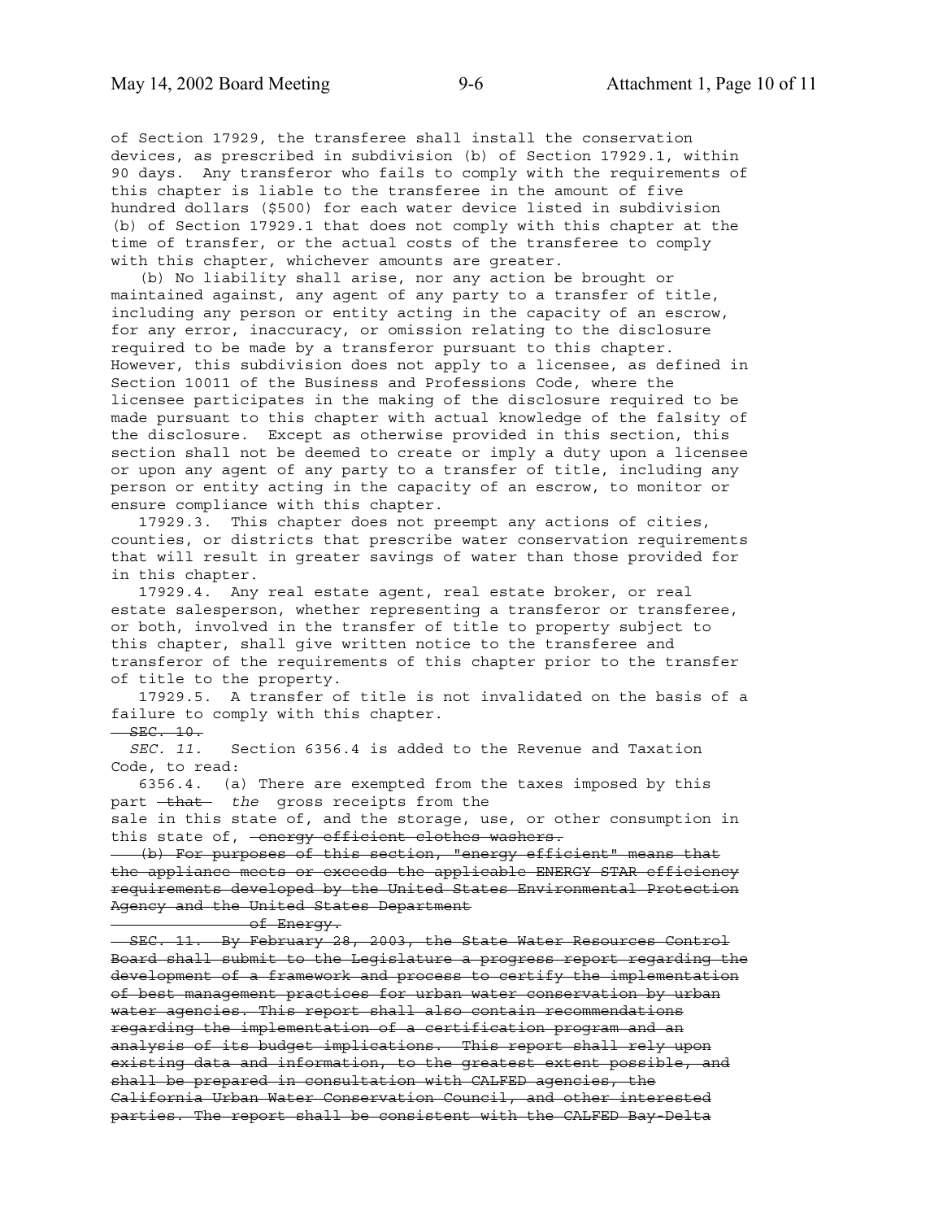of Section 17929, the transferee shall install the conservation devices, as prescribed in subdivision (b) of Section 17929.1, within 90 days. Any transferor who fails to comply with the requirements of this chapter is liable to the transferee in the amount of five hundred dollars ($500) for each water device listed in subdivision (b) of Section 17929.1 that does not comply with this chapter at the time of transfer, or the actual costs of the transferee to comply with this chapter, whichever amounts are greater.

(b) No liability shall arise, nor any action be brought or maintained against, any agent of any party to a transfer of title, including any person or entity acting in the capacity of an escrow, for any error, inaccuracy, or omission relating to the disclosure required to be made by a transferor pursuant to this chapter. However, this subdivision does not apply to a licensee, as defined in Section 10011 of the Business and Professions Code, where the licensee participates in the making of the disclosure required to be made pursuant to this chapter with actual knowledge of the falsity of the disclosure. Except as otherwise provided in this section, this section shall not be deemed to create or imply a duty upon a licensee or upon any agent of any party to a transfer of title, including any person or entity acting in the capacity of an escrow, to monitor or ensure compliance with this chapter.

17929.3. This chapter does not preempt any actions of cities, counties, or districts that prescribe water conservation requirements that will result in greater savings of water than those provided for in this chapter.

17929.4. Any real estate agent, real estate broker, or real estate salesperson, whether representing a transferor or transferee, or both, involved in the transfer of title to property subject to this chapter, shall give written notice to the transferee and transferor of the requirements of this chapter prior to the transfer of title to the property.

17929.5. A transfer of title is not invalidated on the basis of a failure to comply with this chapter.

~~SEC. 10.~~

*SEC. 11.* Section 6356.4 is added to the Revenue and Taxation Code, to read:

6356.4. (a) There are exempted from the taxes imposed by this part ~~that~~ *the* gross receipts from the sale in this state of, and the storage, use, or other consumption in this state of, ~~energy efficient clothes washers.~~

~~(b) For purposes of this section, "energy efficient" means that the appliance meets or exceeds the applicable ENERGY STAR efficiency requirements developed by the United States Environmental Protection Agency and the United States Department of Energy.~~

~~SEC. 11. By February 28, 2003, the State Water Resources Control Board shall submit to the Legislature a progress report regarding the development of a framework and process to certify the implementation of best management practices for urban water conservation by urban water agencies. This report shall also contain recommendations regarding the implementation of a certification program and an analysis of its budget implications. This report shall rely upon existing data and information, to the greatest extent possible, and shall be prepared in consultation with CALFED agencies, the California Urban Water Conservation Council, and other interested parties. The report shall be consistent with the CALFED Bay-Delta~~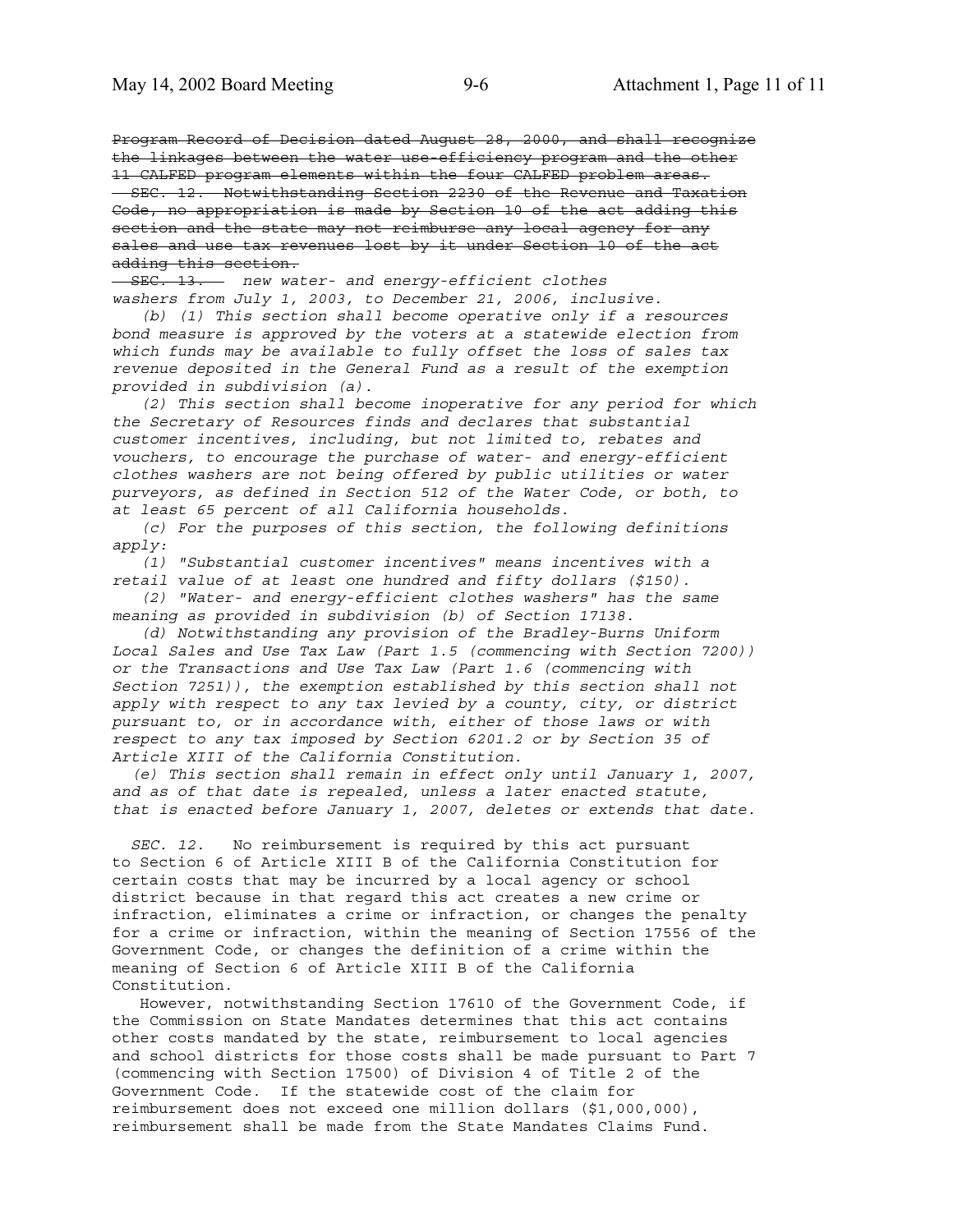~~Program Record of Decision dated August 28, 2000, and shall recognize the linkages between the water use-efficiency program and the other 11 CALFED program elements within the four CALFED problem areas.~~

~~SEC. 12. Notwithstanding Section 2230 of the Revenue and Taxation Code, no appropriation is made by Section 10 of the act adding this section and the state may not reimburse any local agency for any sales and use tax revenues lost by it under Section 10 of the act adding this section.~~

~~SEC. 13.~~ *new water- and energy-efficient clothes washers from July 1, 2003, to December 21, 2006, inclusive.*

*(b) (1) This section shall become operative only if a resources bond measure is approved by the voters at a statewide election from which funds may be available to fully offset the loss of sales tax revenue deposited in the General Fund as a result of the exemption provided in subdivision (a).*

*(2) This section shall become inoperative for any period for which the Secretary of Resources finds and declares that substantial customer incentives, including, but not limited to, rebates and vouchers, to encourage the purchase of water- and energy-efficient clothes washers are not being offered by public utilities or water purveyors, as defined in Section 512 of the Water Code, or both, to at least 65 percent of all California households.*

*(c) For the purposes of this section, the following definitions apply:*

*(1) "Substantial customer incentives" means incentives with a retail value of at least one hundred and fifty dollars ($150).*

*(2) "Water- and energy-efficient clothes washers" has the same meaning as provided in subdivision (b) of Section 17138.*

*(d) Notwithstanding any provision of the Bradley-Burns Uniform Local Sales and Use Tax Law (Part 1.5 (commencing with Section 7200)) or the Transactions and Use Tax Law (Part 1.6 (commencing with Section 7251)), the exemption established by this section shall not apply with respect to any tax levied by a county, city, or district pursuant to, or in accordance with, either of those laws or with respect to any tax imposed by Section 6201.2 or by Section 35 of Article XIII of the California Constitution.*

*(e) This section shall remain in effect only until January 1, 2007, and as of that date is repealed, unless a later enacted statute, that is enacted before January 1, 2007, deletes or extends that date.*

*SEC. 12.* No reimbursement is required by this act pursuant to Section 6 of Article XIII B of the California Constitution for certain costs that may be incurred by a local agency or school district because in that regard this act creates a new crime or infraction, eliminates a crime or infraction, or changes the penalty for a crime or infraction, within the meaning of Section 17556 of the Government Code, or changes the definition of a crime within the meaning of Section 6 of Article XIII B of the California Constitution.

However, notwithstanding Section 17610 of the Government Code, if the Commission on State Mandates determines that this act contains other costs mandated by the state, reimbursement to local agencies and school districts for those costs shall be made pursuant to Part 7 (commencing with Section 17500) of Division 4 of Title 2 of the Government Code. If the statewide cost of the claim for reimbursement does not exceed one million dollars ($1,000,000), reimbursement shall be made from the State Mandates Claims Fund.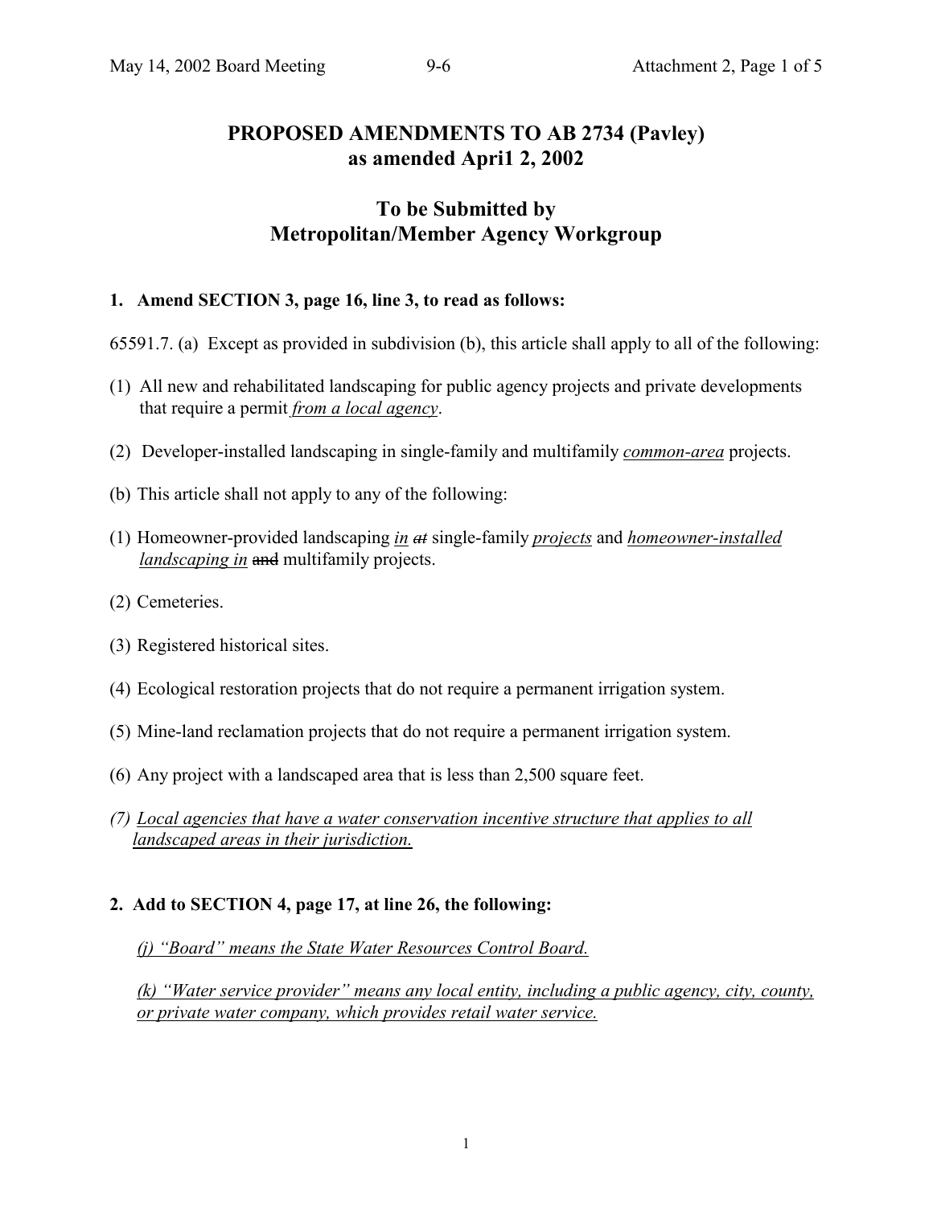# PROPOSED AMENDMENTS TO AB 2734 (Pavley) as amended Apri1 2, 2002

## To be Submitted by Metropolitan/Member Agency Workgroup

**1. Amend SECTION 3, page 16, line 3, to read as follows:**

65591.7. (a) Except as provided in subdivision (b), this article shall apply to all of the following:

(1) All new and rehabilitated landscaping for public agency projects and private developments that require a permit <u>*from a local agency*</u>.

(2) Developer-installed landscaping in single-family and multifamily <u>*common-area*</u> projects.

(b) This article shall not apply to any of the following:

(1) Homeowner-provided landscaping <u>*in*</u> ~~*at*~~ single-family <u>*projects*</u> and <u>*homeowner-installed landscaping in*</u> ~~and~~ multifamily projects.

(2) Cemeteries.

(3) Registered historical sites.

(4) Ecological restoration projects that do not require a permanent irrigation system.

(5) Mine-land reclamation projects that do not require a permanent irrigation system.

(6) Any project with a landscaped area that is less than 2,500 square feet.

*(7)* <u>*Local agencies that have a water conservation incentive structure that applies to all landscaped areas in their jurisdiction.*</u>

**2. Add to SECTION 4, page 17, at line 26, the following:**

<u>*(j) "Board" means the State Water Resources Control Board.*</u>

<u>*(k) "Water service provider" means any local entity, including a public agency, city, county, or private water company, which provides retail water service.*</u>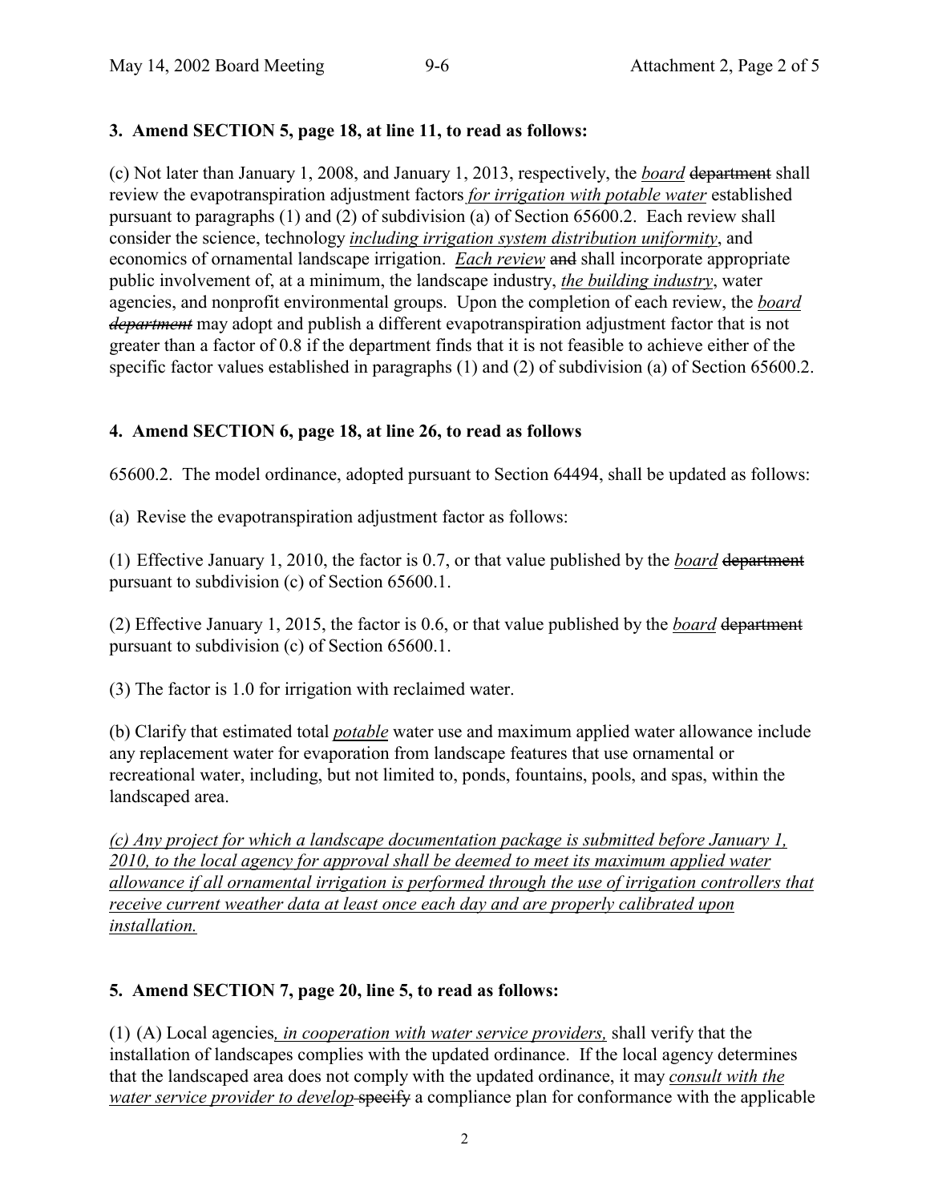**3. Amend SECTION 5, page 18, at line 11, to read as follows:**

(c) Not later than January 1, 2008, and January 1, 2013, respectively, the *board* ~~department~~ shall review the evapotranspiration adjustment factors *for irrigation with potable water* established pursuant to paragraphs (1) and (2) of subdivision (a) of Section 65600.2. Each review shall consider the science, technology *including irrigation system distribution uniformity*, and economics of ornamental landscape irrigation. *Each review* ~~and~~ shall incorporate appropriate public involvement of, at a minimum, the landscape industry, *the building industry*, water agencies, and nonprofit environmental groups. Upon the completion of each review, the *board* ~~*department*~~ may adopt and publish a different evapotranspiration adjustment factor that is not greater than a factor of 0.8 if the department finds that it is not feasible to achieve either of the specific factor values established in paragraphs (1) and (2) of subdivision (a) of Section 65600.2.

**4. Amend SECTION 6, page 18, at line 26, to read as follows**

65600.2. The model ordinance, adopted pursuant to Section 64494, shall be updated as follows:

(a) Revise the evapotranspiration adjustment factor as follows:

(1) Effective January 1, 2010, the factor is 0.7, or that value published by the *board* ~~department~~ pursuant to subdivision (c) of Section 65600.1.

(2) Effective January 1, 2015, the factor is 0.6, or that value published by the *board* ~~department~~ pursuant to subdivision (c) of Section 65600.1.

(3) The factor is 1.0 for irrigation with reclaimed water.

(b) Clarify that estimated total *potable* water use and maximum applied water allowance include any replacement water for evaporation from landscape features that use ornamental or recreational water, including, but not limited to, ponds, fountains, pools, and spas, within the landscaped area.

*(c) Any project for which a landscape documentation package is submitted before January 1, 2010, to the local agency for approval shall be deemed to meet its maximum applied water allowance if all ornamental irrigation is performed through the use of irrigation controllers that receive current weather data at least once each day and are properly calibrated upon installation.*

**5. Amend SECTION 7, page 20, line 5, to read as follows:**

(1) (A) Local agencies*, in cooperation with water service providers,* shall verify that the installation of landscapes complies with the updated ordinance. If the local agency determines that the landscaped area does not comply with the updated ordinance, it may *consult with the water service provider to develop* ~~specify~~ a compliance plan for conformance with the applicable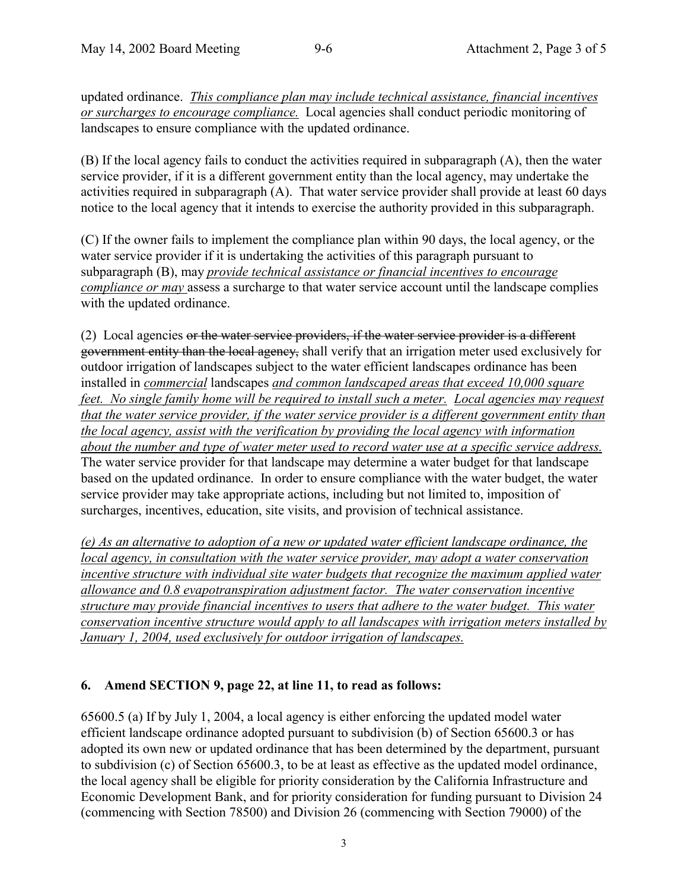updated ordinance. <u>*This compliance plan may include technical assistance, financial incentives or surcharges to encourage compliance.*</u> Local agencies shall conduct periodic monitoring of landscapes to ensure compliance with the updated ordinance.

(B) If the local agency fails to conduct the activities required in subparagraph (A), then the water service provider, if it is a different government entity than the local agency, may undertake the activities required in subparagraph (A). That water service provider shall provide at least 60 days notice to the local agency that it intends to exercise the authority provided in this subparagraph.

(C) If the owner fails to implement the compliance plan within 90 days, the local agency, or the water service provider if it is undertaking the activities of this paragraph pursuant to subparagraph (B), may <u>*provide technical assistance or financial incentives to encourage compliance or may*</u> assess a surcharge to that water service account until the landscape complies with the updated ordinance.

(2) Local agencies ~~or the water service providers, if the water service provider is a different government entity than the local agency,~~ shall verify that an irrigation meter used exclusively for outdoor irrigation of landscapes subject to the water efficient landscapes ordinance has been installed in <u>*commercial*</u> landscapes <u>*and common landscaped areas that exceed 10,000 square feet. No single family home will be required to install such a meter. Local agencies may request that the water service provider, if the water service provider is a different government entity than the local agency, assist with the verification by providing the local agency with information about the number and type of water meter used to record water use at a specific service address.*</u> The water service provider for that landscape may determine a water budget for that landscape based on the updated ordinance. In order to ensure compliance with the water budget, the water service provider may take appropriate actions, including but not limited to, imposition of surcharges, incentives, education, site visits, and provision of technical assistance.

<u>*(e) As an alternative to adoption of a new or updated water efficient landscape ordinance, the local agency, in consultation with the water service provider, may adopt a water conservation incentive structure with individual site water budgets that recognize the maximum applied water allowance and 0.8 evapotranspiration adjustment factor. The water conservation incentive structure may provide financial incentives to users that adhere to the water budget. This water conservation incentive structure would apply to all landscapes with irrigation meters installed by January 1, 2004, used exclusively for outdoor irrigation of landscapes.*</u>

**6. Amend SECTION 9, page 22, at line 11, to read as follows:**

65600.5 (a) If by July 1, 2004, a local agency is either enforcing the updated model water efficient landscape ordinance adopted pursuant to subdivision (b) of Section 65600.3 or has adopted its own new or updated ordinance that has been determined by the department, pursuant to subdivision (c) of Section 65600.3, to be at least as effective as the updated model ordinance, the local agency shall be eligible for priority consideration by the California Infrastructure and Economic Development Bank, and for priority consideration for funding pursuant to Division 24 (commencing with Section 78500) and Division 26 (commencing with Section 79000) of the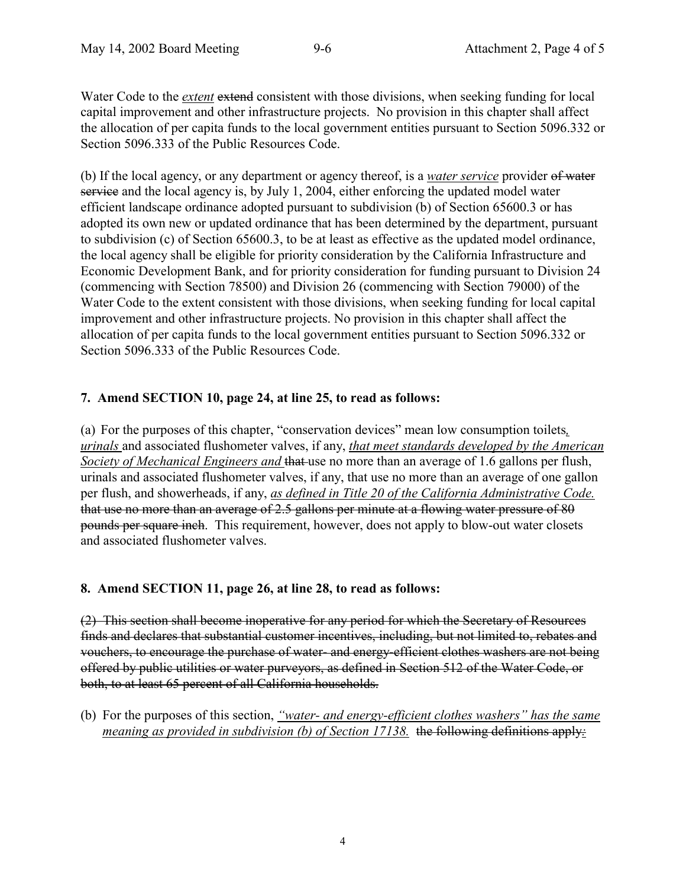Water Code to the *extent* ~~extend~~ consistent with those divisions, when seeking funding for local capital improvement and other infrastructure projects. No provision in this chapter shall affect the allocation of per capita funds to the local government entities pursuant to Section 5096.332 or Section 5096.333 of the Public Resources Code.

(b) If the local agency, or any department or agency thereof, is a *water service* provider ~~of water service~~ and the local agency is, by July 1, 2004, either enforcing the updated model water efficient landscape ordinance adopted pursuant to subdivision (b) of Section 65600.3 or has adopted its own new or updated ordinance that has been determined by the department, pursuant to subdivision (c) of Section 65600.3, to be at least as effective as the updated model ordinance, the local agency shall be eligible for priority consideration by the California Infrastructure and Economic Development Bank, and for priority consideration for funding pursuant to Division 24 (commencing with Section 78500) and Division 26 (commencing with Section 79000) of the Water Code to the extent consistent with those divisions, when seeking funding for local capital improvement and other infrastructure projects. No provision in this chapter shall affect the allocation of per capita funds to the local government entities pursuant to Section 5096.332 or Section 5096.333 of the Public Resources Code.

**7. Amend SECTION 10, page 24, at line 25, to read as follows:**

(a) For the purposes of this chapter, "conservation devices" mean low consumption toilets*, urinals* and associated flushometer valves, if any, *that meet standards developed by the American Society of Mechanical Engineers and* ~~that~~ use no more than an average of 1.6 gallons per flush, urinals and associated flushometer valves, if any, that use no more than an average of one gallon per flush, and showerheads, if any, *as defined in Title 20 of the California Administrative Code.* ~~that use no more than an average of 2.5 gallons per minute at a flowing water pressure of 80 pounds per square inch~~. This requirement, however, does not apply to blow-out water closets and associated flushometer valves.

**8. Amend SECTION 11, page 26, at line 28, to read as follows:**

~~(2) This section shall become inoperative for any period for which the Secretary of Resources finds and declares that substantial customer incentives, including, but not limited to, rebates and vouchers, to encourage the purchase of water- and energy-efficient clothes washers are not being offered by public utilities or water purveyors, as defined in Section 512 of the Water Code, or both, to at least 65 percent of all California households.~~

(b) For the purposes of this section, *"water- and energy-efficient clothes washers" has the same meaning as provided in subdivision (b) of Section 17138.* ~~the following definitions apply:~~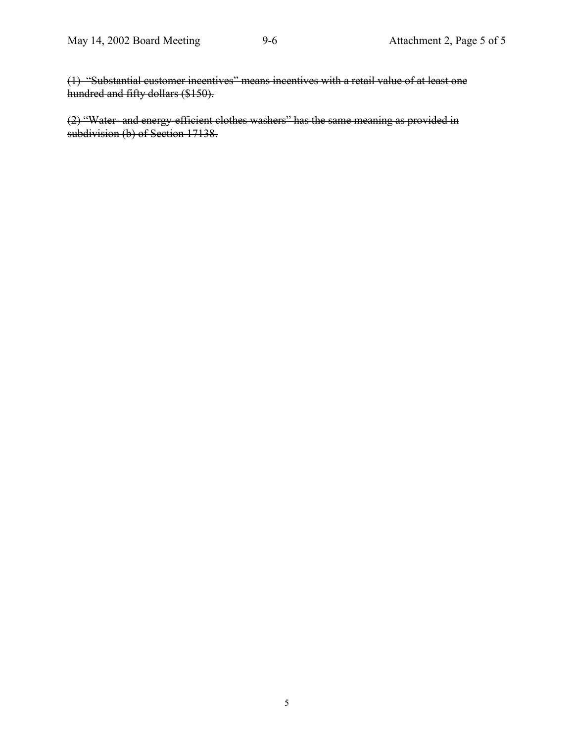~~(1) "Substantial customer incentives" means incentives with a retail value of at least one hundred and fifty dollars ($150).~~

~~(2) "Water- and energy-efficient clothes washers" has the same meaning as provided in subdivision (b) of Section 17138.~~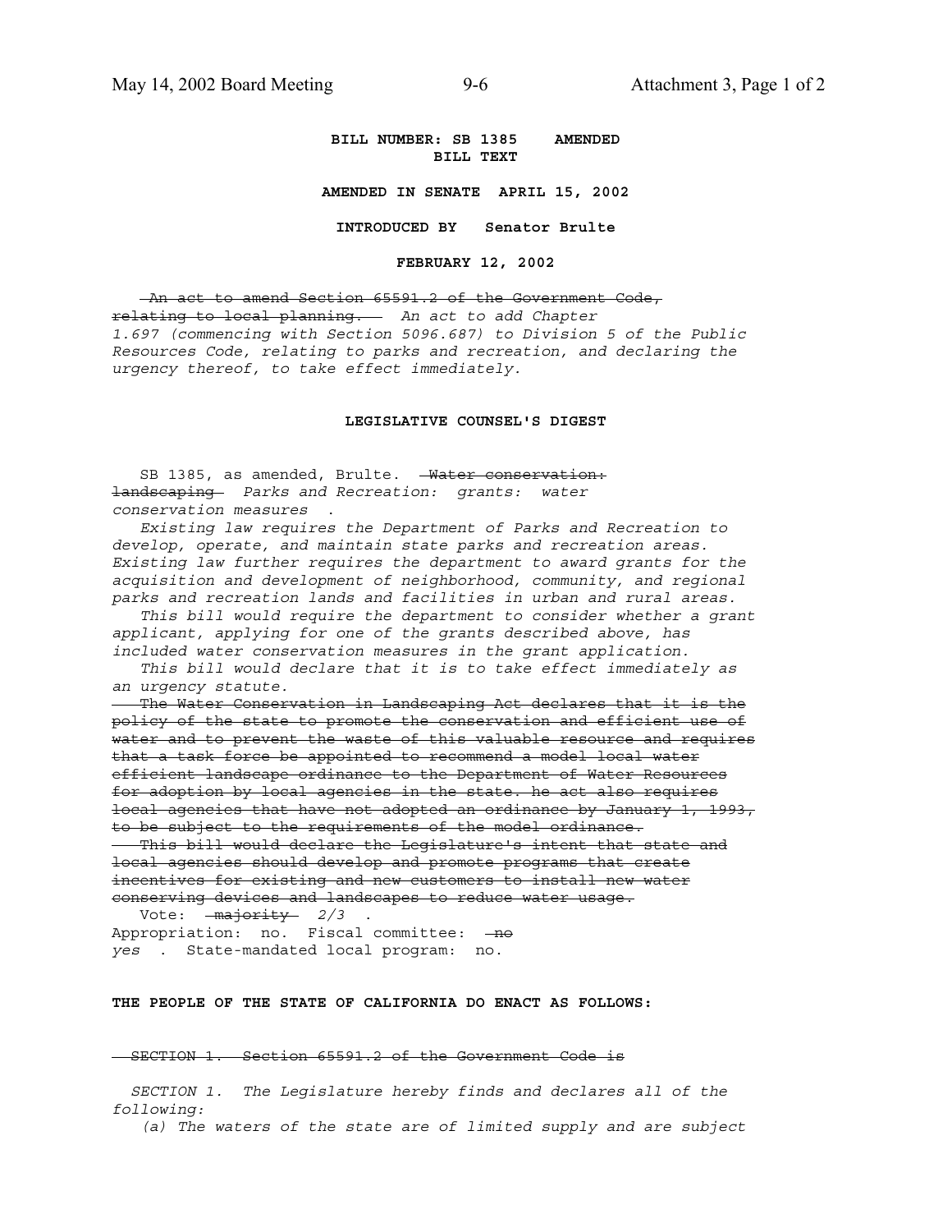**BILL NUMBER: SB 1385 AMENDED**
**BILL TEXT**

**AMENDED IN SENATE APRIL 15, 2002**

**INTRODUCED BY Senator Brulte**

**FEBRUARY 12, 2002**

~~An act to amend Section 65591.2 of the Government Code, relating to local planning.~~ *An act to add Chapter 1.697 (commencing with Section 5096.687) to Division 5 of the Public Resources Code, relating to parks and recreation, and declaring the urgency thereof, to take effect immediately.*

**LEGISLATIVE COUNSEL'S DIGEST**

SB 1385, as amended, Brulte. ~~Water conservation: landscaping~~ *Parks and Recreation: grants: water conservation measures* .

*Existing law requires the Department of Parks and Recreation to develop, operate, and maintain state parks and recreation areas. Existing law further requires the department to award grants for the acquisition and development of neighborhood, community, and regional parks and recreation lands and facilities in urban and rural areas.*

*This bill would require the department to consider whether a grant applicant, applying for one of the grants described above, has included water conservation measures in the grant application.*

*This bill would declare that it is to take effect immediately as an urgency statute.*

~~The Water Conservation in Landscaping Act declares that it is the policy of the state to promote the conservation and efficient use of water and to prevent the waste of this valuable resource and requires that a task force be appointed to recommend a model local water efficient landscape ordinance to the Department of Water Resources for adoption by local agencies in the state. he act also requires local agencies that have not adopted an ordinance by January 1, 1993, to be subject to the requirements of the model ordinance.~~

~~This bill would declare the Legislature's intent that state and local agencies should develop and promote programs that create incentives for existing and new customers to install new water conserving devices and landscapes to reduce water usage.~~

Vote: ~~majority~~ *2/3* .
Appropriation: no. Fiscal committee: ~~no~~ *yes* . State-mandated local program: no.

**THE PEOPLE OF THE STATE OF CALIFORNIA DO ENACT AS FOLLOWS:**

~~SECTION 1. Section 65591.2 of the Government Code is~~

*SECTION 1. The Legislature hereby finds and declares all of the following:*

*(a) The waters of the state are of limited supply and are subject*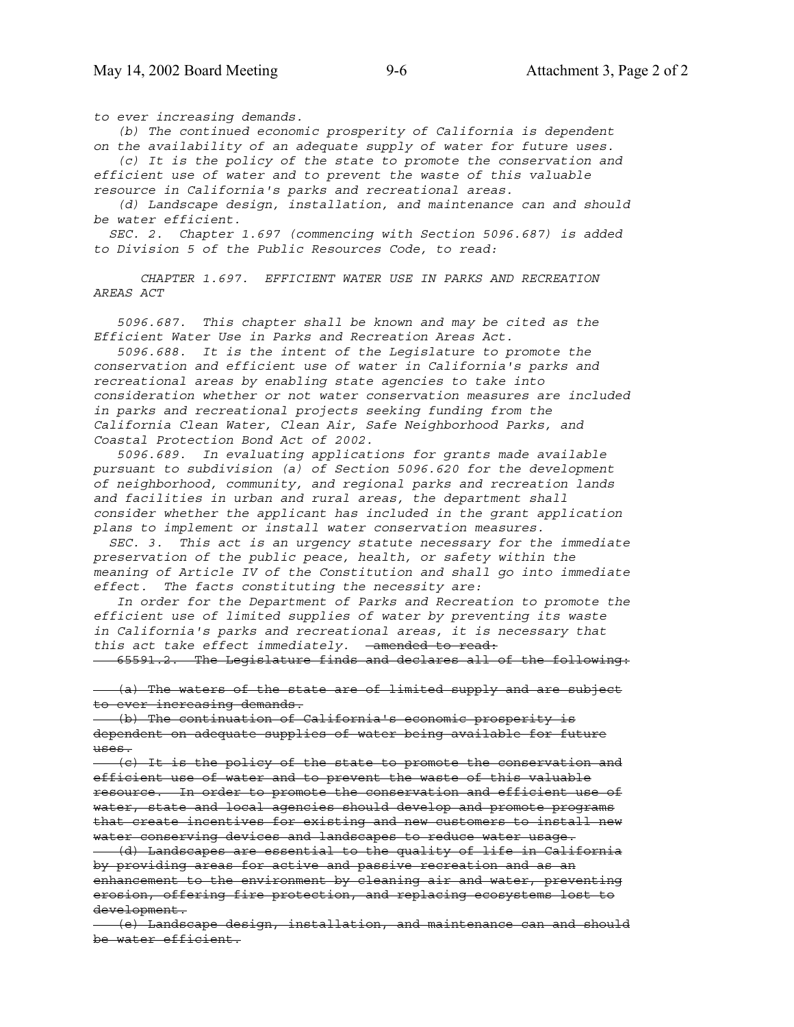*to ever increasing demands.*

*(b) The continued economic prosperity of California is dependent on the availability of an adequate supply of water for future uses.*

*(c) It is the policy of the state to promote the conservation and efficient use of water and to prevent the waste of this valuable resource in California's parks and recreational areas.*

*(d) Landscape design, installation, and maintenance can and should be water efficient.*

*SEC. 2. Chapter 1.697 (commencing with Section 5096.687) is added to Division 5 of the Public Resources Code, to read:*

*CHAPTER 1.697. EFFICIENT WATER USE IN PARKS AND RECREATION AREAS ACT*

*5096.687. This chapter shall be known and may be cited as the Efficient Water Use in Parks and Recreation Areas Act.*

*5096.688. It is the intent of the Legislature to promote the conservation and efficient use of water in California's parks and recreational areas by enabling state agencies to take into consideration whether or not water conservation measures are included in parks and recreational projects seeking funding from the California Clean Water, Clean Air, Safe Neighborhood Parks, and Coastal Protection Bond Act of 2002.*

*5096.689. In evaluating applications for grants made available pursuant to subdivision (a) of Section 5096.620 for the development of neighborhood, community, and regional parks and recreation lands and facilities in urban and rural areas, the department shall consider whether the applicant has included in the grant application plans to implement or install water conservation measures.*

*SEC. 3. This act is an urgency statute necessary for the immediate preservation of the public peace, health, or safety within the meaning of Article IV of the Constitution and shall go into immediate effect. The facts constituting the necessity are:*

*In order for the Department of Parks and Recreation to promote the efficient use of limited supplies of water by preventing its waste in California's parks and recreational areas, it is necessary that this act take effect immediately.* ~~amended to read:~~

~~65591.2. The Legislature finds and declares all of the following:~~

~~(a) The waters of the state are of limited supply and are subject to ever increasing demands.~~

~~(b) The continuation of California's economic prosperity is dependent on adequate supplies of water being available for future uses.~~

~~(c) It is the policy of the state to promote the conservation and efficient use of water and to prevent the waste of this valuable resource. In order to promote the conservation and efficient use of water, state and local agencies should develop and promote programs that create incentives for existing and new customers to install new water conserving devices and landscapes to reduce water usage.~~

~~(d) Landscapes are essential to the quality of life in California by providing areas for active and passive recreation and as an enhancement to the environment by cleaning air and water, preventing erosion, offering fire protection, and replacing ecosystems lost to development.~~

~~(e) Landscape design, installation, and maintenance can and should be water efficient.~~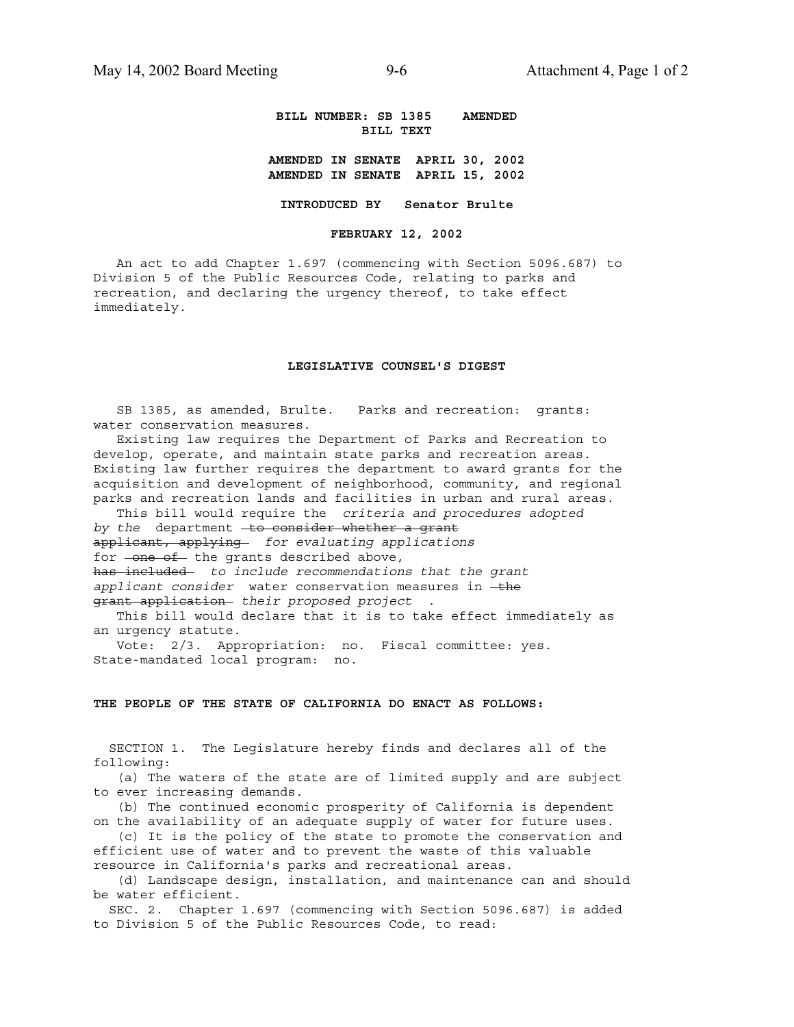**BILL NUMBER: SB 1385 AMENDED**
**BILL TEXT**

**AMENDED IN SENATE APRIL 30, 2002**
**AMENDED IN SENATE APRIL 15, 2002**

**INTRODUCED BY Senator Brulte**

**FEBRUARY 12, 2002**

An act to add Chapter 1.697 (commencing with Section 5096.687) to Division 5 of the Public Resources Code, relating to parks and recreation, and declaring the urgency thereof, to take effect immediately.

**LEGISLATIVE COUNSEL'S DIGEST**

SB 1385, as amended, Brulte. Parks and recreation: grants: water conservation measures.

Existing law requires the Department of Parks and Recreation to develop, operate, and maintain state parks and recreation areas. Existing law further requires the department to award grants for the acquisition and development of neighborhood, community, and regional parks and recreation lands and facilities in urban and rural areas.

This bill would require the *criteria and procedures adopted by the* department ~~to consider whether a grant applicant, applying~~ *for evaluating applications* for ~~one of~~ the grants described above, ~~has included~~ *to include recommendations that the grant applicant consider* water conservation measures in ~~the grant application~~ *their proposed project* .

This bill would declare that it is to take effect immediately as an urgency statute.

Vote: 2/3. Appropriation: no. Fiscal committee: yes. State-mandated local program: no.

**THE PEOPLE OF THE STATE OF CALIFORNIA DO ENACT AS FOLLOWS:**

SECTION 1. The Legislature hereby finds and declares all of the following:

(a) The waters of the state are of limited supply and are subject to ever increasing demands.

(b) The continued economic prosperity of California is dependent on the availability of an adequate supply of water for future uses.

(c) It is the policy of the state to promote the conservation and efficient use of water and to prevent the waste of this valuable resource in California's parks and recreational areas.

(d) Landscape design, installation, and maintenance can and should be water efficient.

SEC. 2. Chapter 1.697 (commencing with Section 5096.687) is added to Division 5 of the Public Resources Code, to read: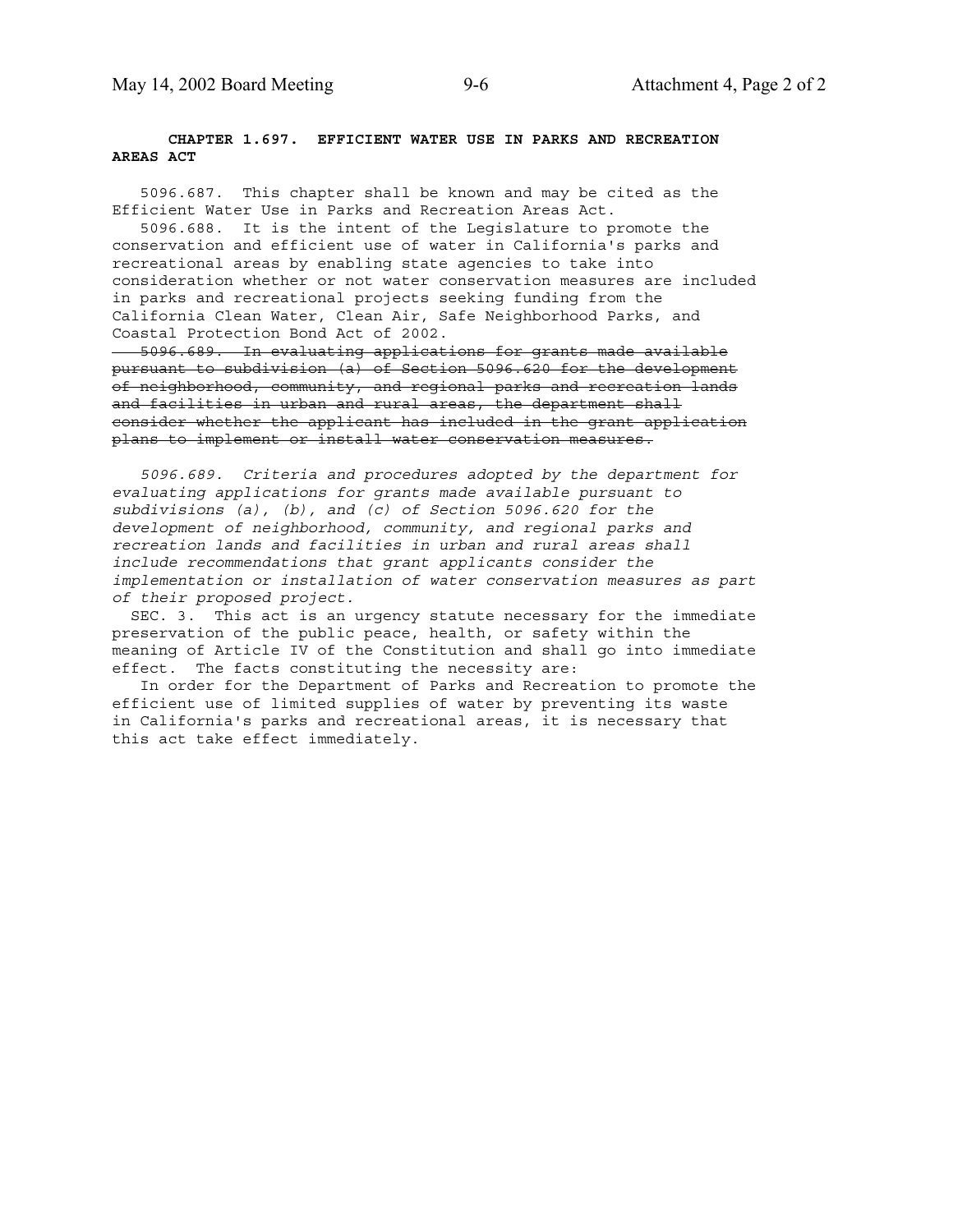**CHAPTER 1.697. EFFICIENT WATER USE IN PARKS AND RECREATION AREAS ACT**

5096.687. This chapter shall be known and may be cited as the Efficient Water Use in Parks and Recreation Areas Act.

5096.688. It is the intent of the Legislature to promote the conservation and efficient use of water in California's parks and recreational areas by enabling state agencies to take into consideration whether or not water conservation measures are included in parks and recreational projects seeking funding from the California Clean Water, Clean Air, Safe Neighborhood Parks, and Coastal Protection Bond Act of 2002.

~~5096.689. In evaluating applications for grants made available pursuant to subdivision (a) of Section 5096.620 for the development of neighborhood, community, and regional parks and recreation lands and facilities in urban and rural areas, the department shall consider whether the applicant has included in the grant application plans to implement or install water conservation measures.~~

*5096.689. Criteria and procedures adopted by the department for evaluating applications for grants made available pursuant to subdivisions (a), (b), and (c) of Section 5096.620 for the development of neighborhood, community, and regional parks and recreation lands and facilities in urban and rural areas shall include recommendations that grant applicants consider the implementation or installation of water conservation measures as part of their proposed project.*

SEC. 3. This act is an urgency statute necessary for the immediate preservation of the public peace, health, or safety within the meaning of Article IV of the Constitution and shall go into immediate effect. The facts constituting the necessity are:

In order for the Department of Parks and Recreation to promote the efficient use of limited supplies of water by preventing its waste in California's parks and recreational areas, it is necessary that this act take effect immediately.